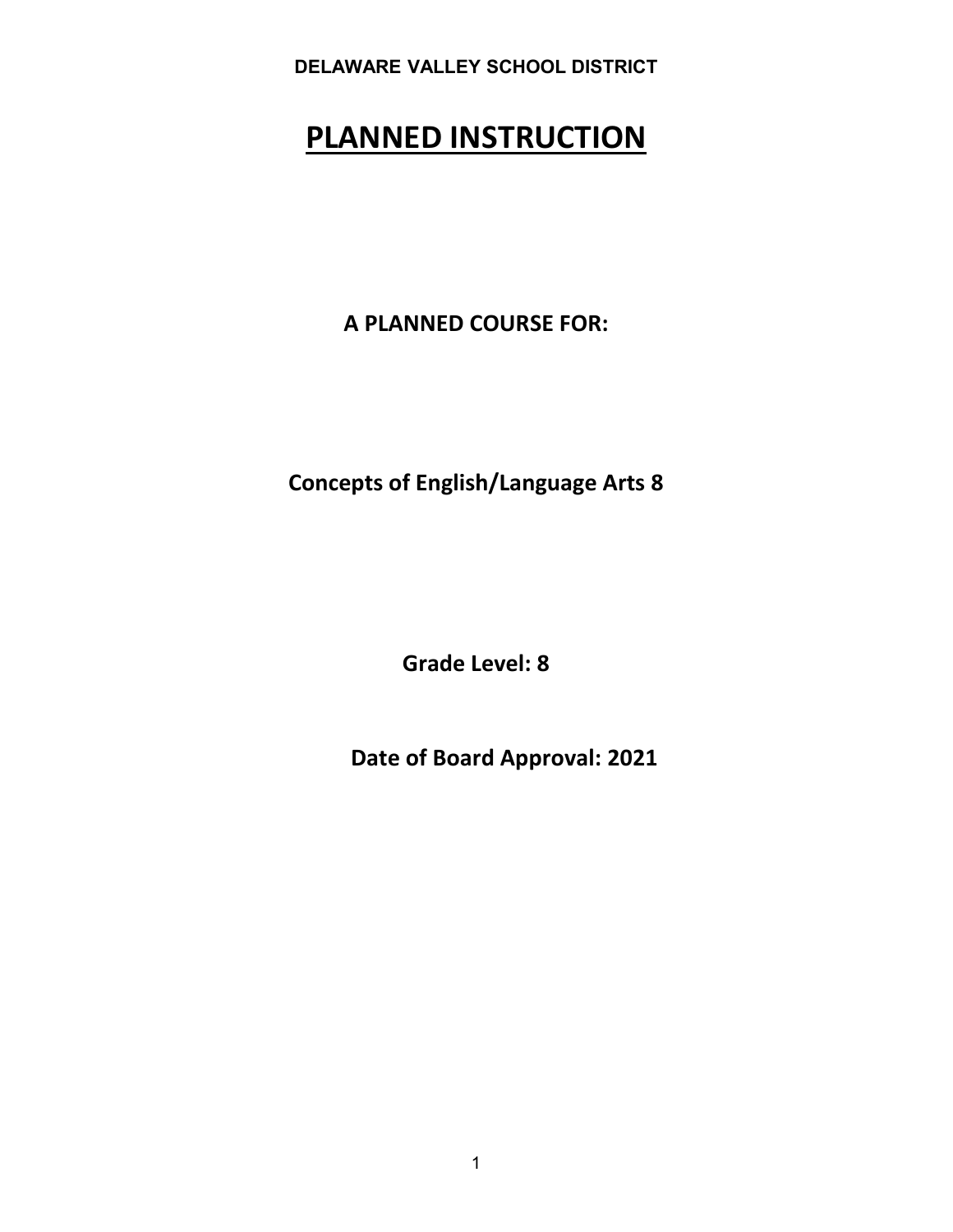**DELAWARE VALLEY SCHOOL DISTRICT**

# PLANNED INSTRUCTION

**A PLANNED COURSE FOR:**

**Concepts of English/Language Arts 8**

**Grade Level: 8**

**Date of Board Approval: 2021**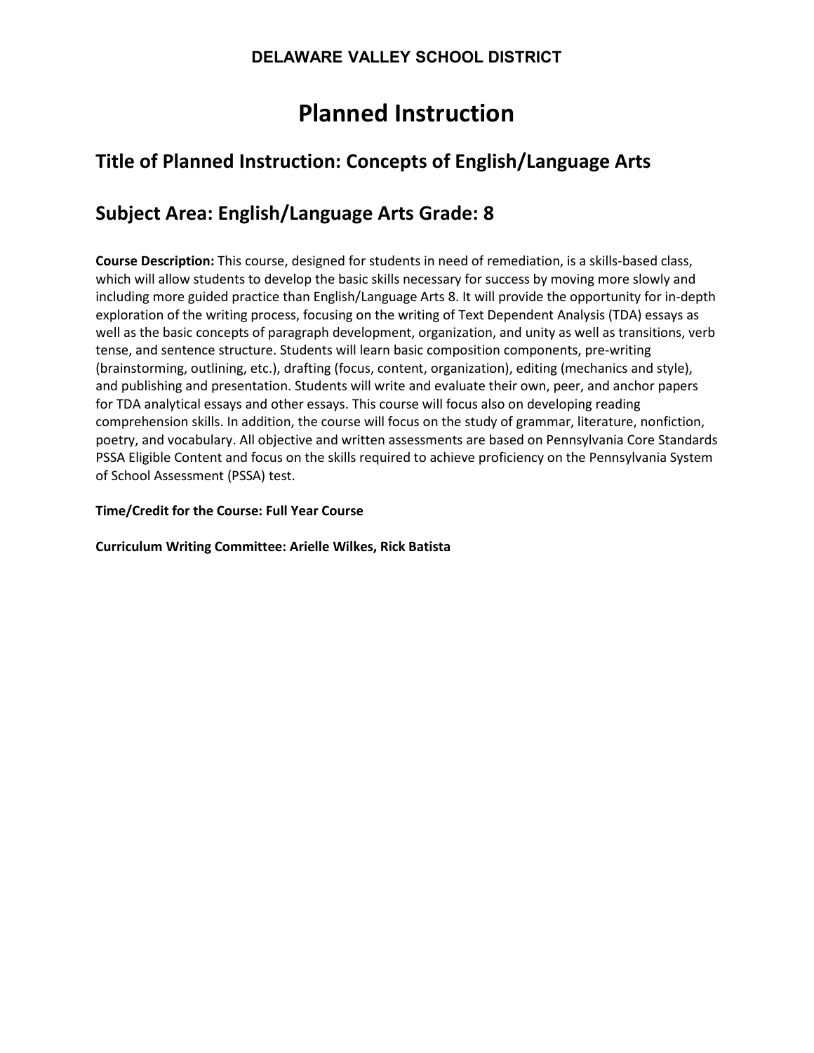**DELAWARE VALLEY SCHOOL DISTRICT**

# Planned Instruction

## Title of Planned Instruction: Concepts of English/Language Arts

## Subject Area: English/Language Arts Grade: 8

**Course Description:** This course, designed for students in need of remediation, is a skills-based class, which will allow students to develop the basic skills necessary for success by moving more slowly and including more guided practice than English/Language Arts 8. It will provide the opportunity for in-depth exploration of the writing process, focusing on the writing of Text Dependent Analysis (TDA) essays as well as the basic concepts of paragraph development, organization, and unity as well as transitions, verb tense, and sentence structure. Students will learn basic composition components, pre-writing (brainstorming, outlining, etc.), drafting (focus, content, organization), editing (mechanics and style), and publishing and presentation. Students will write and evaluate their own, peer, and anchor papers for TDA analytical essays and other essays. This course will focus also on developing reading comprehension skills. In addition, the course will focus on the study of grammar, literature, nonfiction, poetry, and vocabulary. All objective and written assessments are based on Pennsylvania Core Standards PSSA Eligible Content and focus on the skills required to achieve proficiency on the Pennsylvania System of School Assessment (PSSA) test.

**Time/Credit for the Course: Full Year Course**

**Curriculum Writing Committee: Arielle Wilkes, Rick Batista**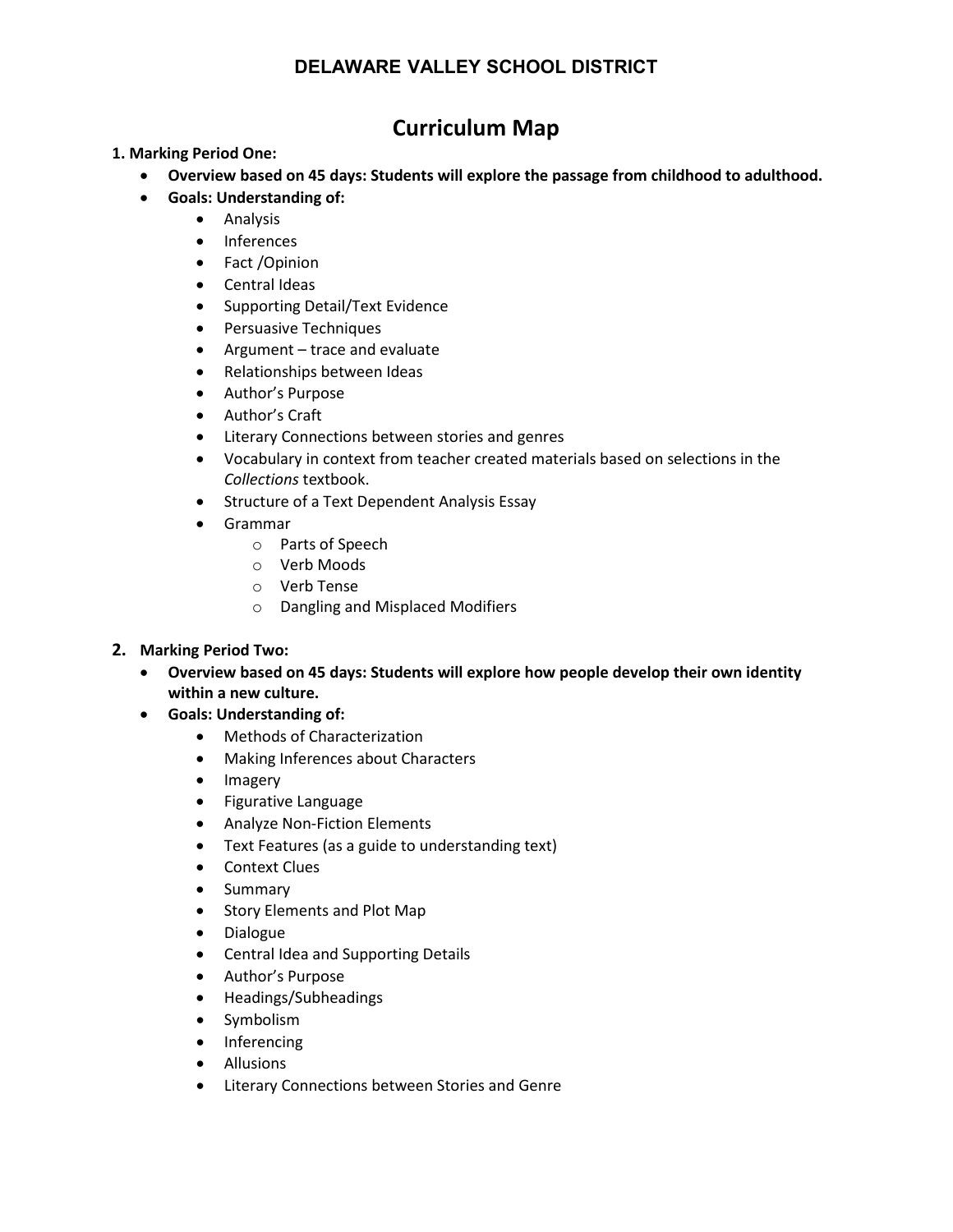**DELAWARE VALLEY SCHOOL DISTRICT**

# Curriculum Map

**1. Marking Period One:**

- **Overview based on 45 days: Students will explore the passage from childhood to adulthood.**
- **Goals: Understanding of:**
  - Analysis
  - Inferences
  - Fact /Opinion
  - Central Ideas
  - Supporting Detail/Text Evidence
  - Persuasive Techniques
  - Argument – trace and evaluate
  - Relationships between Ideas
  - Author's Purpose
  - Author's Craft
  - Literary Connections between stories and genres
  - Vocabulary in context from teacher created materials based on selections in the *Collections* textbook.
  - Structure of a Text Dependent Analysis Essay
  - Grammar
    - Parts of Speech
    - Verb Moods
    - Verb Tense
    - Dangling and Misplaced Modifiers

**2. Marking Period Two:**

- **Overview based on 45 days: Students will explore how people develop their own identity within a new culture.**
- **Goals: Understanding of:**
  - Methods of Characterization
  - Making Inferences about Characters
  - Imagery
  - Figurative Language
  - Analyze Non-Fiction Elements
  - Text Features (as a guide to understanding text)
  - Context Clues
  - Summary
  - Story Elements and Plot Map
  - Dialogue
  - Central Idea and Supporting Details
  - Author's Purpose
  - Headings/Subheadings
  - Symbolism
  - Inferencing
  - Allusions
  - Literary Connections between Stories and Genre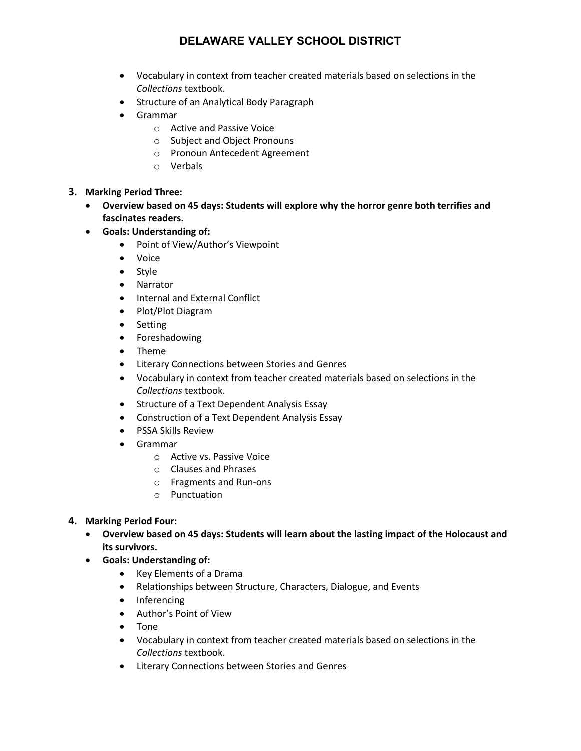- Vocabulary in context from teacher created materials based on selections in the *Collections* textbook.
- Structure of an Analytical Body Paragraph
- Grammar
  - Active and Passive Voice
  - Subject and Object Pronouns
  - Pronoun Antecedent Agreement
  - Verbals

3. **Marking Period Three:**
   - **Overview based on 45 days: Students will explore why the horror genre both terrifies and fascinates readers.**
   - **Goals: Understanding of:**
     - Point of View/Author's Viewpoint
     - Voice
     - Style
     - Narrator
     - Internal and External Conflict
     - Plot/Plot Diagram
     - Setting
     - Foreshadowing
     - Theme
     - Literary Connections between Stories and Genres
     - Vocabulary in context from teacher created materials based on selections in the *Collections* textbook.
     - Structure of a Text Dependent Analysis Essay
     - Construction of a Text Dependent Analysis Essay
     - PSSA Skills Review
     - Grammar
       - Active vs. Passive Voice
       - Clauses and Phrases
       - Fragments and Run-ons
       - Punctuation

4. **Marking Period Four:**
   - **Overview based on 45 days: Students will learn about the lasting impact of the Holocaust and its survivors.**
   - **Goals: Understanding of:**
     - Key Elements of a Drama
     - Relationships between Structure, Characters, Dialogue, and Events
     - Inferencing
     - Author's Point of View
     - Tone
     - Vocabulary in context from teacher created materials based on selections in the *Collections* textbook.
     - Literary Connections between Stories and Genres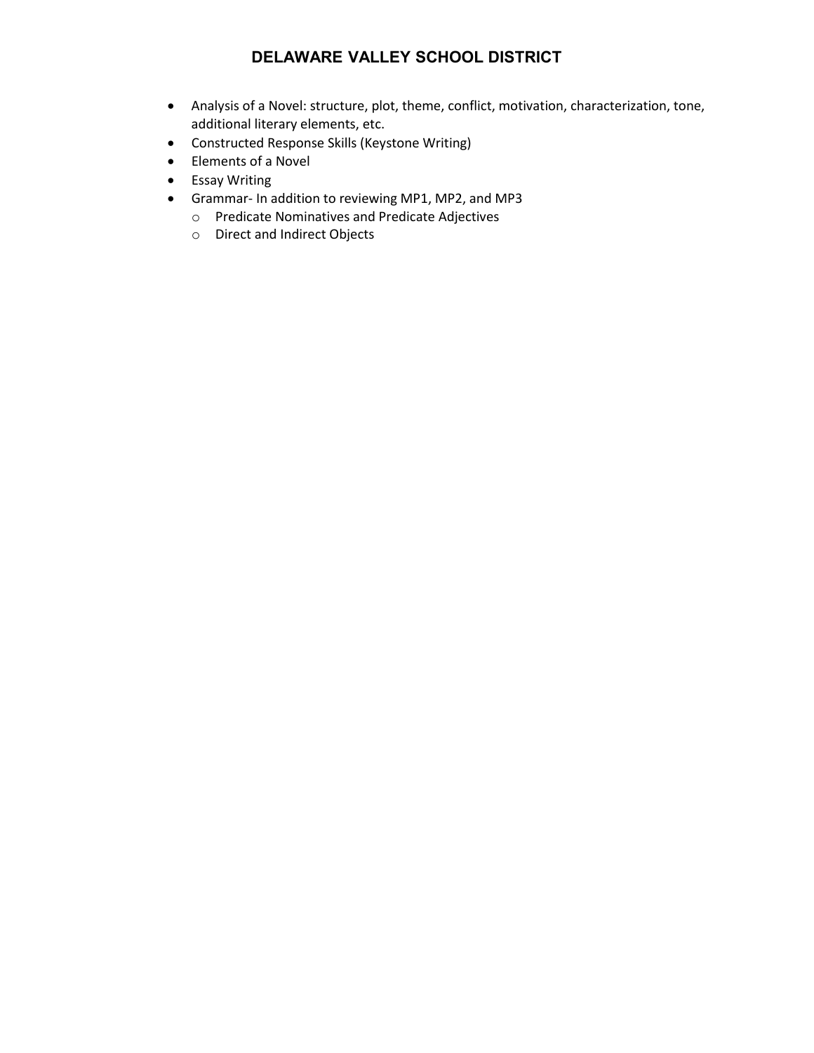- Analysis of a Novel: structure, plot, theme, conflict, motivation, characterization, tone, additional literary elements, etc.
- Constructed Response Skills (Keystone Writing)
- Elements of a Novel
- Essay Writing
- Grammar- In addition to reviewing MP1, MP2, and MP3
  - Predicate Nominatives and Predicate Adjectives
  - Direct and Indirect Objects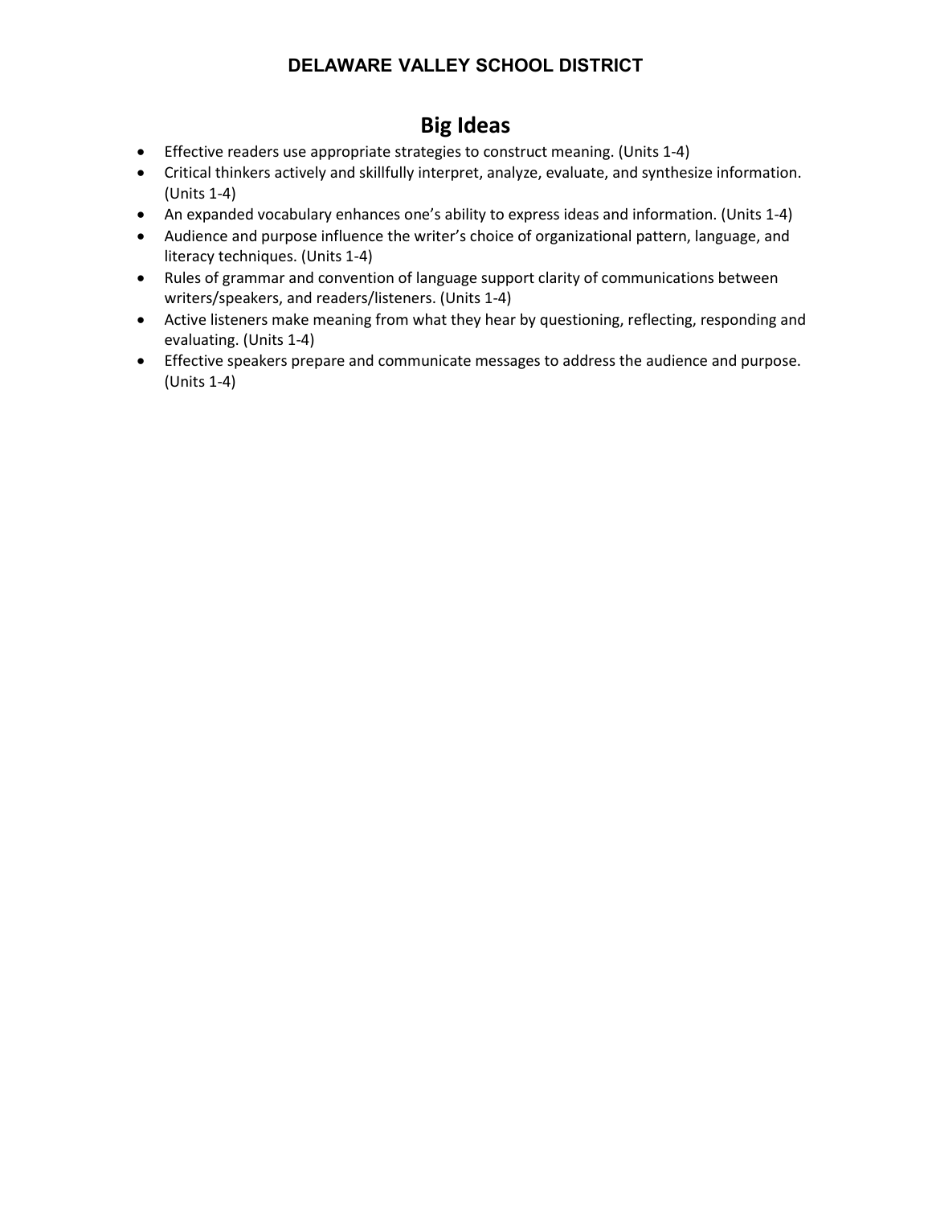**DELAWARE VALLEY SCHOOL DISTRICT**

# Big Ideas

- Effective readers use appropriate strategies to construct meaning. (Units 1-4)
- Critical thinkers actively and skillfully interpret, analyze, evaluate, and synthesize information. (Units 1-4)
- An expanded vocabulary enhances one's ability to express ideas and information. (Units 1-4)
- Audience and purpose influence the writer's choice of organizational pattern, language, and literacy techniques. (Units 1-4)
- Rules of grammar and convention of language support clarity of communications between writers/speakers, and readers/listeners. (Units 1-4)
- Active listeners make meaning from what they hear by questioning, reflecting, responding and evaluating. (Units 1-4)
- Effective speakers prepare and communicate messages to address the audience and purpose. (Units 1-4)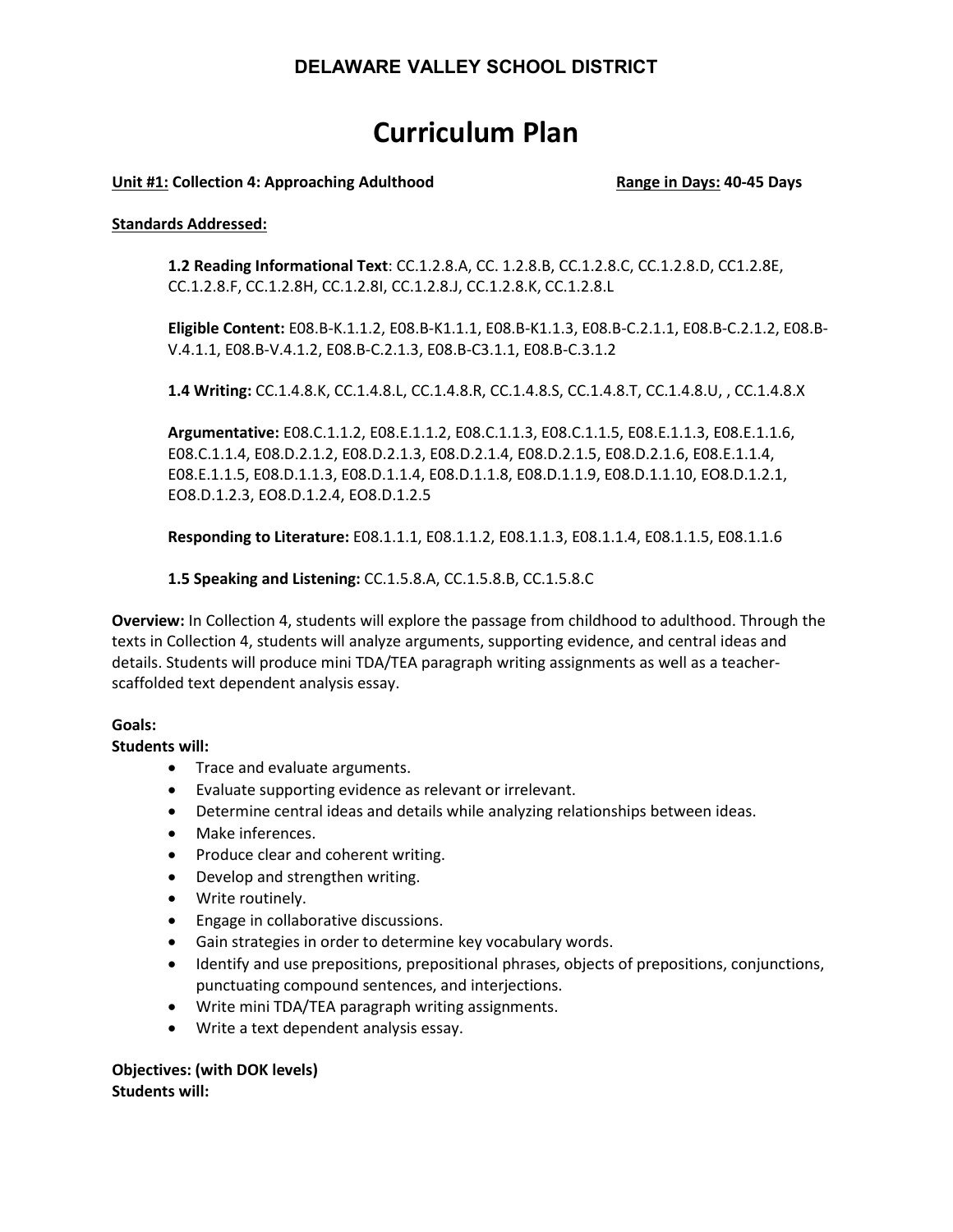**DELAWARE VALLEY SCHOOL DISTRICT**

# Curriculum Plan

**Unit #1: Collection 4: Approaching Adulthood** **Range in Days: 40-45 Days**

**Standards Addressed:**

**1.2 Reading Informational Text**: CC.1.2.8.A, CC. 1.2.8.B, CC.1.2.8.C, CC.1.2.8.D, CC1.2.8E, CC.1.2.8.F, CC.1.2.8H, CC.1.2.8I, CC.1.2.8.J, CC.1.2.8.K, CC.1.2.8.L

**Eligible Content:** E08.B-K.1.1.2, E08.B-K1.1.1, E08.B-K1.1.3, E08.B-C.2.1.1, E08.B-C.2.1.2, E08.B-V.4.1.1, E08.B-V.4.1.2, E08.B-C.2.1.3, E08.B-C3.1.1, E08.B-C.3.1.2

**1.4 Writing:** CC.1.4.8.K, CC.1.4.8.L, CC.1.4.8.R, CC.1.4.8.S, CC.1.4.8.T, CC.1.4.8.U, , CC.1.4.8.X

**Argumentative:** E08.C.1.1.2, E08.E.1.1.2, E08.C.1.1.3, E08.C.1.1.5, E08.E.1.1.3, E08.E.1.1.6, E08.C.1.1.4, E08.D.2.1.2, E08.D.2.1.3, E08.D.2.1.4, E08.D.2.1.5, E08.D.2.1.6, E08.E.1.1.4, E08.E.1.1.5, E08.D.1.1.3, E08.D.1.1.4, E08.D.1.1.8, E08.D.1.1.9, E08.D.1.1.10, EO8.D.1.2.1, EO8.D.1.2.3, EO8.D.1.2.4, EO8.D.1.2.5

**Responding to Literature:** E08.1.1.1, E08.1.1.2, E08.1.1.3, E08.1.1.4, E08.1.1.5, E08.1.1.6

**1.5 Speaking and Listening:** CC.1.5.8.A, CC.1.5.8.B, CC.1.5.8.C

**Overview:** In Collection 4, students will explore the passage from childhood to adulthood. Through the texts in Collection 4, students will analyze arguments, supporting evidence, and central ideas and details. Students will produce mini TDA/TEA paragraph writing assignments as well as a teacher-scaffolded text dependent analysis essay.

**Goals:**
**Students will:**

- Trace and evaluate arguments.
- Evaluate supporting evidence as relevant or irrelevant.
- Determine central ideas and details while analyzing relationships between ideas.
- Make inferences.
- Produce clear and coherent writing.
- Develop and strengthen writing.
- Write routinely.
- Engage in collaborative discussions.
- Gain strategies in order to determine key vocabulary words.
- Identify and use prepositions, prepositional phrases, objects of prepositions, conjunctions, punctuating compound sentences, and interjections.
- Write mini TDA/TEA paragraph writing assignments.
- Write a text dependent analysis essay.

**Objectives: (with DOK levels)**
**Students will:**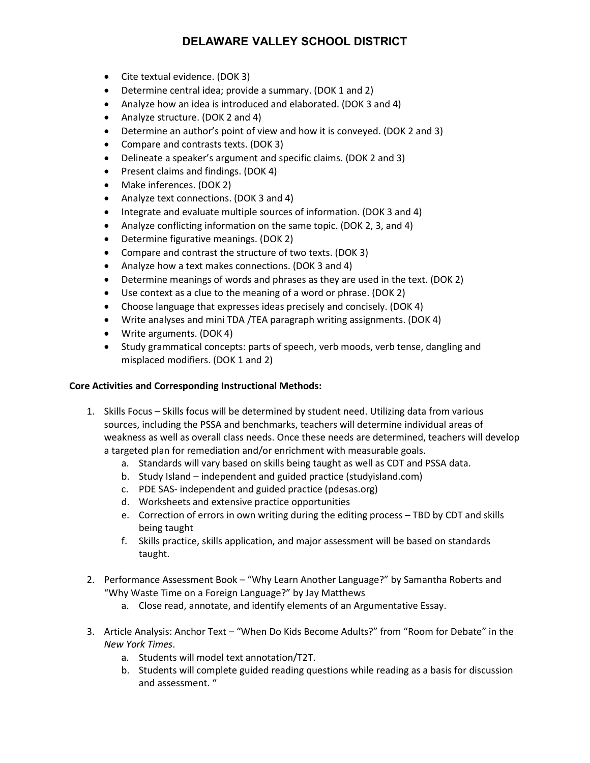- Cite textual evidence. (DOK 3)
- Determine central idea; provide a summary. (DOK 1 and 2)
- Analyze how an idea is introduced and elaborated. (DOK 3 and 4)
- Analyze structure. (DOK 2 and 4)
- Determine an author's point of view and how it is conveyed. (DOK 2 and 3)
- Compare and contrasts texts. (DOK 3)
- Delineate a speaker's argument and specific claims. (DOK 2 and 3)
- Present claims and findings. (DOK 4)
- Make inferences. (DOK 2)
- Analyze text connections. (DOK 3 and 4)
- Integrate and evaluate multiple sources of information. (DOK 3 and 4)
- Analyze conflicting information on the same topic. (DOK 2, 3, and 4)
- Determine figurative meanings. (DOK 2)
- Compare and contrast the structure of two texts. (DOK 3)
- Analyze how a text makes connections. (DOK 3 and 4)
- Determine meanings of words and phrases as they are used in the text. (DOK 2)
- Use context as a clue to the meaning of a word or phrase. (DOK 2)
- Choose language that expresses ideas precisely and concisely. (DOK 4)
- Write analyses and mini TDA /TEA paragraph writing assignments. (DOK 4)
- Write arguments. (DOK 4)
- Study grammatical concepts: parts of speech, verb moods, verb tense, dangling and misplaced modifiers. (DOK 1 and 2)

**Core Activities and Corresponding Instructional Methods:**

1. Skills Focus – Skills focus will be determined by student need. Utilizing data from various sources, including the PSSA and benchmarks, teachers will determine individual areas of weakness as well as overall class needs. Once these needs are determined, teachers will develop a targeted plan for remediation and/or enrichment with measurable goals.
   a. Standards will vary based on skills being taught as well as CDT and PSSA data.
   b. Study Island – independent and guided practice (studyisland.com)
   c. PDE SAS- independent and guided practice (pdesas.org)
   d. Worksheets and extensive practice opportunities
   e. Correction of errors in own writing during the editing process – TBD by CDT and skills being taught
   f. Skills practice, skills application, and major assessment will be based on standards taught.

2. Performance Assessment Book – "Why Learn Another Language?" by Samantha Roberts and "Why Waste Time on a Foreign Language?" by Jay Matthews
   a. Close read, annotate, and identify elements of an Argumentative Essay.

3. Article Analysis: Anchor Text – "When Do Kids Become Adults?" from "Room for Debate" in the *New York Times*.
   a. Students will model text annotation/T2T.
   b. Students will complete guided reading questions while reading as a basis for discussion and assessment. "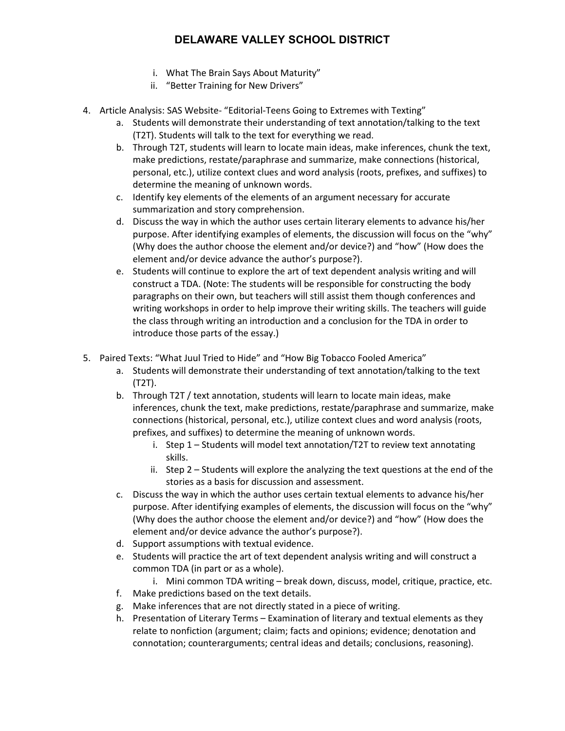i. What The Brain Says About Maturity"
   ii. "Better Training for New Drivers"

4. Article Analysis: SAS Website- "Editorial-Teens Going to Extremes with Texting"
   a. Students will demonstrate their understanding of text annotation/talking to the text (T2T). Students will talk to the text for everything we read.
   b. Through T2T, students will learn to locate main ideas, make inferences, chunk the text, make predictions, restate/paraphrase and summarize, make connections (historical, personal, etc.), utilize context clues and word analysis (roots, prefixes, and suffixes) to determine the meaning of unknown words.
   c. Identify key elements of the elements of an argument necessary for accurate summarization and story comprehension.
   d. Discuss the way in which the author uses certain literary elements to advance his/her purpose. After identifying examples of elements, the discussion will focus on the "why" (Why does the author choose the element and/or device?) and "how" (How does the element and/or device advance the author's purpose?).
   e. Students will continue to explore the art of text dependent analysis writing and will construct a TDA. (Note: The students will be responsible for constructing the body paragraphs on their own, but teachers will still assist them though conferences and writing workshops in order to help improve their writing skills. The teachers will guide the class through writing an introduction and a conclusion for the TDA in order to introduce those parts of the essay.)

5. Paired Texts: "What Juul Tried to Hide" and "How Big Tobacco Fooled America"
   a. Students will demonstrate their understanding of text annotation/talking to the text (T2T).
   b. Through T2T / text annotation, students will learn to locate main ideas, make inferences, chunk the text, make predictions, restate/paraphrase and summarize, make connections (historical, personal, etc.), utilize context clues and word analysis (roots, prefixes, and suffixes) to determine the meaning of unknown words.
      i. Step 1 – Students will model text annotation/T2T to review text annotating skills.
      ii. Step 2 – Students will explore the analyzing the text questions at the end of the stories as a basis for discussion and assessment.
   c. Discuss the way in which the author uses certain textual elements to advance his/her purpose. After identifying examples of elements, the discussion will focus on the "why" (Why does the author choose the element and/or device?) and "how" (How does the element and/or device advance the author's purpose?).
   d. Support assumptions with textual evidence.
   e. Students will practice the art of text dependent analysis writing and will construct a common TDA (in part or as a whole).
      i. Mini common TDA writing – break down, discuss, model, critique, practice, etc.
   f. Make predictions based on the text details.
   g. Make inferences that are not directly stated in a piece of writing.
   h. Presentation of Literary Terms – Examination of literary and textual elements as they relate to nonfiction (argument; claim; facts and opinions; evidence; denotation and connotation; counterarguments; central ideas and details; conclusions, reasoning).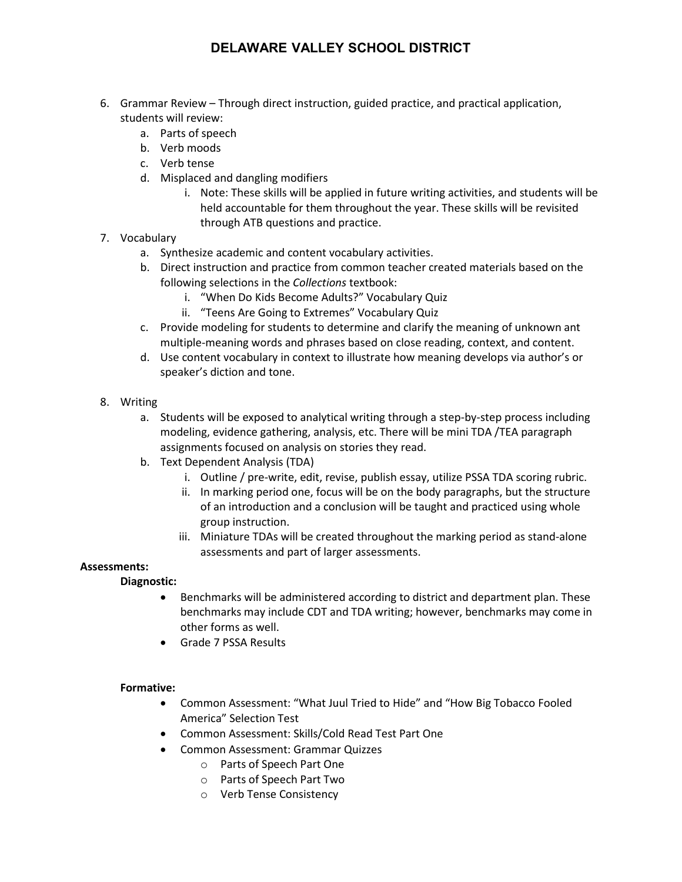6. Grammar Review – Through direct instruction, guided practice, and practical application, students will review:
   a. Parts of speech
   b. Verb moods
   c. Verb tense
   d. Misplaced and dangling modifiers
      i. Note: These skills will be applied in future writing activities, and students will be held accountable for them throughout the year. These skills will be revisited through ATB questions and practice.
7. Vocabulary
   a. Synthesize academic and content vocabulary activities.
   b. Direct instruction and practice from common teacher created materials based on the following selections in the *Collections* textbook:
      i. "When Do Kids Become Adults?" Vocabulary Quiz
      ii. "Teens Are Going to Extremes" Vocabulary Quiz
   c. Provide modeling for students to determine and clarify the meaning of unknown ant multiple-meaning words and phrases based on close reading, context, and content.
   d. Use content vocabulary in context to illustrate how meaning develops via author's or speaker's diction and tone.

8. Writing
   a. Students will be exposed to analytical writing through a step-by-step process including modeling, evidence gathering, analysis, etc. There will be mini TDA /TEA paragraph assignments focused on analysis on stories they read.
   b. Text Dependent Analysis (TDA)
      i. Outline / pre-write, edit, revise, publish essay, utilize PSSA TDA scoring rubric.
      ii. In marking period one, focus will be on the body paragraphs, but the structure of an introduction and a conclusion will be taught and practiced using whole group instruction.
      iii. Miniature TDAs will be created throughout the marking period as stand-alone assessments and part of larger assessments.

**Assessments:**

**Diagnostic:**

- Benchmarks will be administered according to district and department plan. These benchmarks may include CDT and TDA writing; however, benchmarks may come in other forms as well.
- Grade 7 PSSA Results

**Formative:**

- Common Assessment: "What Juul Tried to Hide" and "How Big Tobacco Fooled America" Selection Test
- Common Assessment: Skills/Cold Read Test Part One
- Common Assessment: Grammar Quizzes
  - Parts of Speech Part One
  - Parts of Speech Part Two
  - Verb Tense Consistency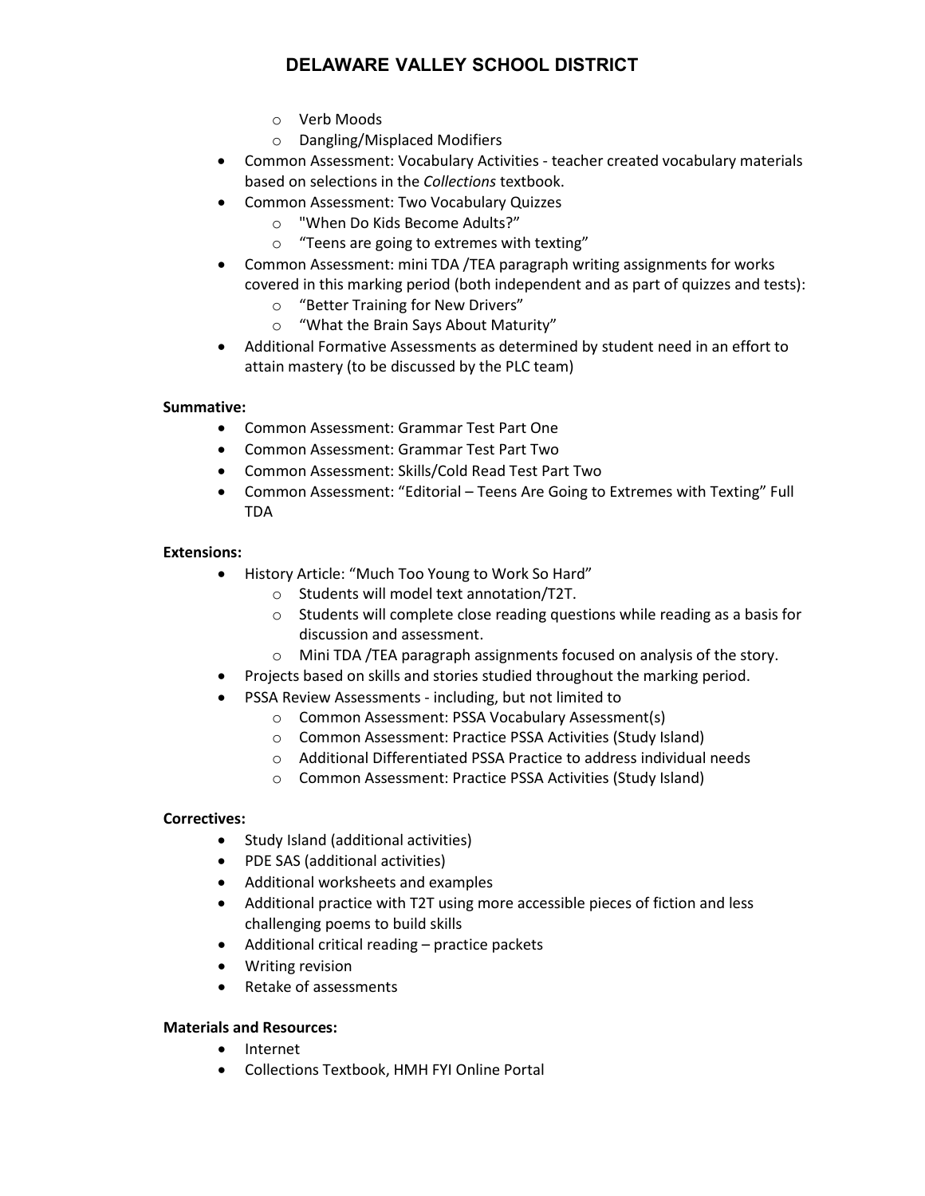- Verb Moods
  - Dangling/Misplaced Modifiers
- Common Assessment: Vocabulary Activities - teacher created vocabulary materials based on selections in the *Collections* textbook.
- Common Assessment: Two Vocabulary Quizzes
  - "When Do Kids Become Adults?"
  - "Teens are going to extremes with texting"
- Common Assessment: mini TDA /TEA paragraph writing assignments for works covered in this marking period (both independent and as part of quizzes and tests):
  - "Better Training for New Drivers"
  - "What the Brain Says About Maturity"
- Additional Formative Assessments as determined by student need in an effort to attain mastery (to be discussed by the PLC team)

**Summative:**

- Common Assessment: Grammar Test Part One
- Common Assessment: Grammar Test Part Two
- Common Assessment: Skills/Cold Read Test Part Two
- Common Assessment: "Editorial – Teens Are Going to Extremes with Texting" Full TDA

**Extensions:**

- History Article: "Much Too Young to Work So Hard"
  - Students will model text annotation/T2T.
  - Students will complete close reading questions while reading as a basis for discussion and assessment.
  - Mini TDA /TEA paragraph assignments focused on analysis of the story.
- Projects based on skills and stories studied throughout the marking period.
- PSSA Review Assessments - including, but not limited to
  - Common Assessment: PSSA Vocabulary Assessment(s)
  - Common Assessment: Practice PSSA Activities (Study Island)
  - Additional Differentiated PSSA Practice to address individual needs
  - Common Assessment: Practice PSSA Activities (Study Island)

**Correctives:**

- Study Island (additional activities)
- PDE SAS (additional activities)
- Additional worksheets and examples
- Additional practice with T2T using more accessible pieces of fiction and less challenging poems to build skills
- Additional critical reading – practice packets
- Writing revision
- Retake of assessments

**Materials and Resources:**

- Internet
- Collections Textbook, HMH FYI Online Portal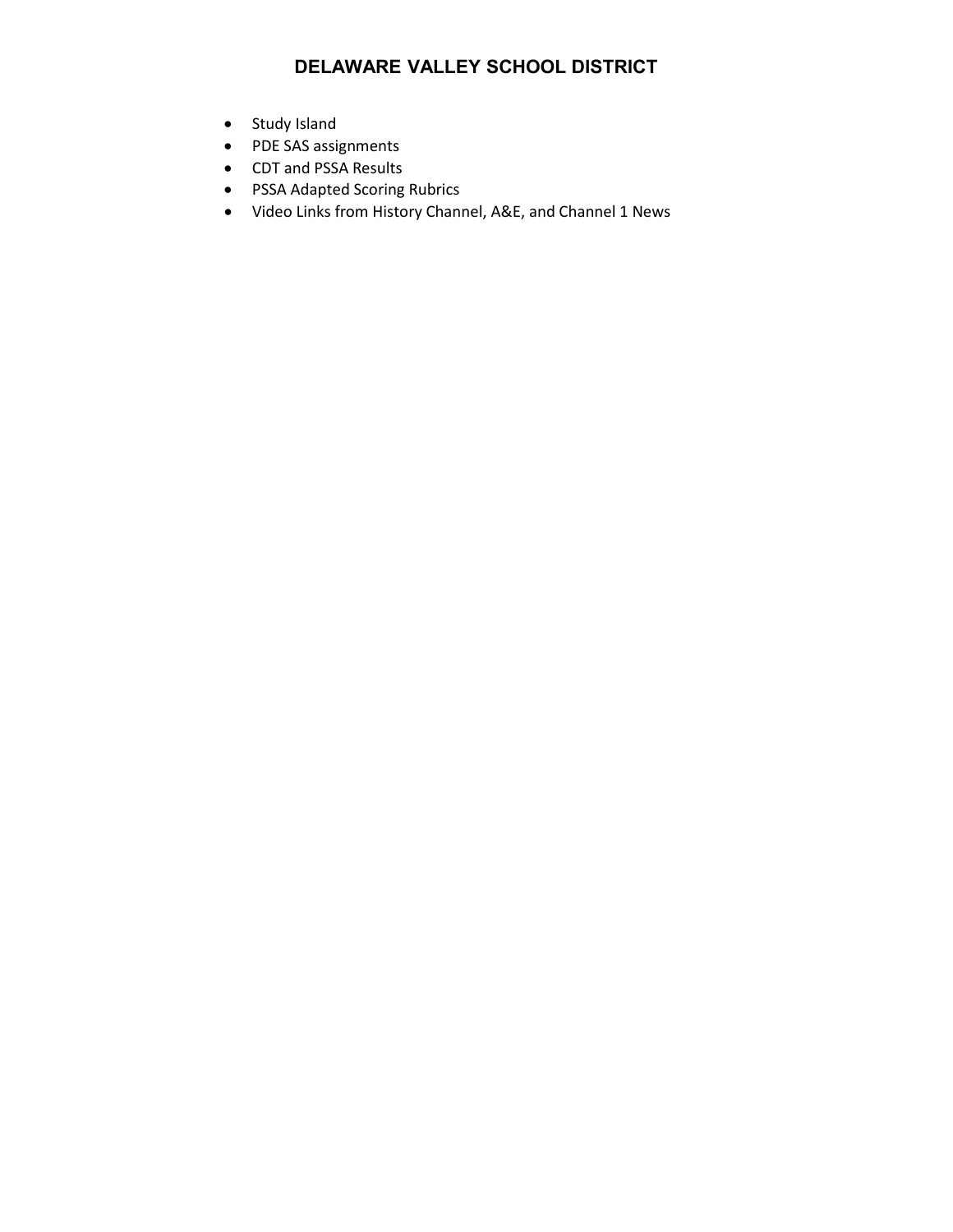- Study Island
- PDE SAS assignments
- CDT and PSSA Results
- PSSA Adapted Scoring Rubrics
- Video Links from History Channel, A&E, and Channel 1 News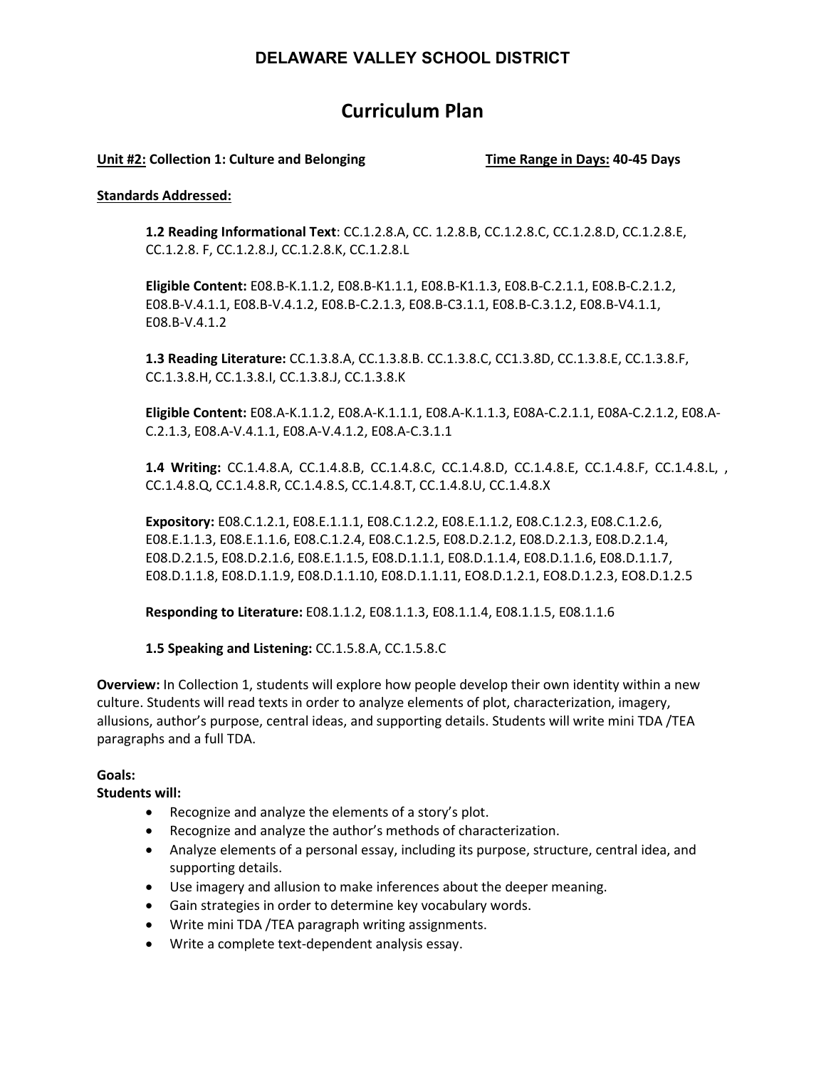## DELAWARE VALLEY SCHOOL DISTRICT

# Curriculum Plan

**Unit #2: Collection 1: Culture and Belonging** **Time Range in Days: 40-45 Days**

**Standards Addressed:**

**1.2 Reading Informational Text**: CC.1.2.8.A, CC. 1.2.8.B, CC.1.2.8.C, CC.1.2.8.D, CC.1.2.8.E, CC.1.2.8. F, CC.1.2.8.J, CC.1.2.8.K, CC.1.2.8.L

**Eligible Content:** E08.B-K.1.1.2, E08.B-K1.1.1, E08.B-K1.1.3, E08.B-C.2.1.1, E08.B-C.2.1.2, E08.B-V.4.1.1, E08.B-V.4.1.2, E08.B-C.2.1.3, E08.B-C3.1.1, E08.B-C.3.1.2, E08.B-V4.1.1, E08.B-V.4.1.2

**1.3 Reading Literature:** CC.1.3.8.A, CC.1.3.8.B. CC.1.3.8.C, CC1.3.8D, CC.1.3.8.E, CC.1.3.8.F, CC.1.3.8.H, CC.1.3.8.I, CC.1.3.8.J, CC.1.3.8.K

**Eligible Content:** E08.A-K.1.1.2, E08.A-K.1.1.1, E08.A-K.1.1.3, E08A-C.2.1.1, E08A-C.2.1.2, E08.A-C.2.1.3, E08.A-V.4.1.1, E08.A-V.4.1.2, E08.A-C.3.1.1

**1.4 Writing:** CC.1.4.8.A, CC.1.4.8.B, CC.1.4.8.C, CC.1.4.8.D, CC.1.4.8.E, CC.1.4.8.F, CC.1.4.8.L, , CC.1.4.8.Q, CC.1.4.8.R, CC.1.4.8.S, CC.1.4.8.T, CC.1.4.8.U, CC.1.4.8.X

**Expository:** E08.C.1.2.1, E08.E.1.1.1, E08.C.1.2.2, E08.E.1.1.2, E08.C.1.2.3, E08.C.1.2.6, E08.E.1.1.3, E08.E.1.1.6, E08.C.1.2.4, E08.C.1.2.5, E08.D.2.1.2, E08.D.2.1.3, E08.D.2.1.4, E08.D.2.1.5, E08.D.2.1.6, E08.E.1.1.5, E08.D.1.1.1, E08.D.1.1.4, E08.D.1.1.6, E08.D.1.1.7, E08.D.1.1.8, E08.D.1.1.9, E08.D.1.1.10, E08.D.1.1.11, EO8.D.1.2.1, EO8.D.1.2.3, EO8.D.1.2.5

**Responding to Literature:** E08.1.1.2, E08.1.1.3, E08.1.1.4, E08.1.1.5, E08.1.1.6

**1.5 Speaking and Listening:** CC.1.5.8.A, CC.1.5.8.C

**Overview:** In Collection 1, students will explore how people develop their own identity within a new culture. Students will read texts in order to analyze elements of plot, characterization, imagery, allusions, author's purpose, central ideas, and supporting details. Students will write mini TDA /TEA paragraphs and a full TDA.

**Goals:**
**Students will:**

- Recognize and analyze the elements of a story's plot.
- Recognize and analyze the author's methods of characterization.
- Analyze elements of a personal essay, including its purpose, structure, central idea, and supporting details.
- Use imagery and allusion to make inferences about the deeper meaning.
- Gain strategies in order to determine key vocabulary words.
- Write mini TDA /TEA paragraph writing assignments.
- Write a complete text-dependent analysis essay.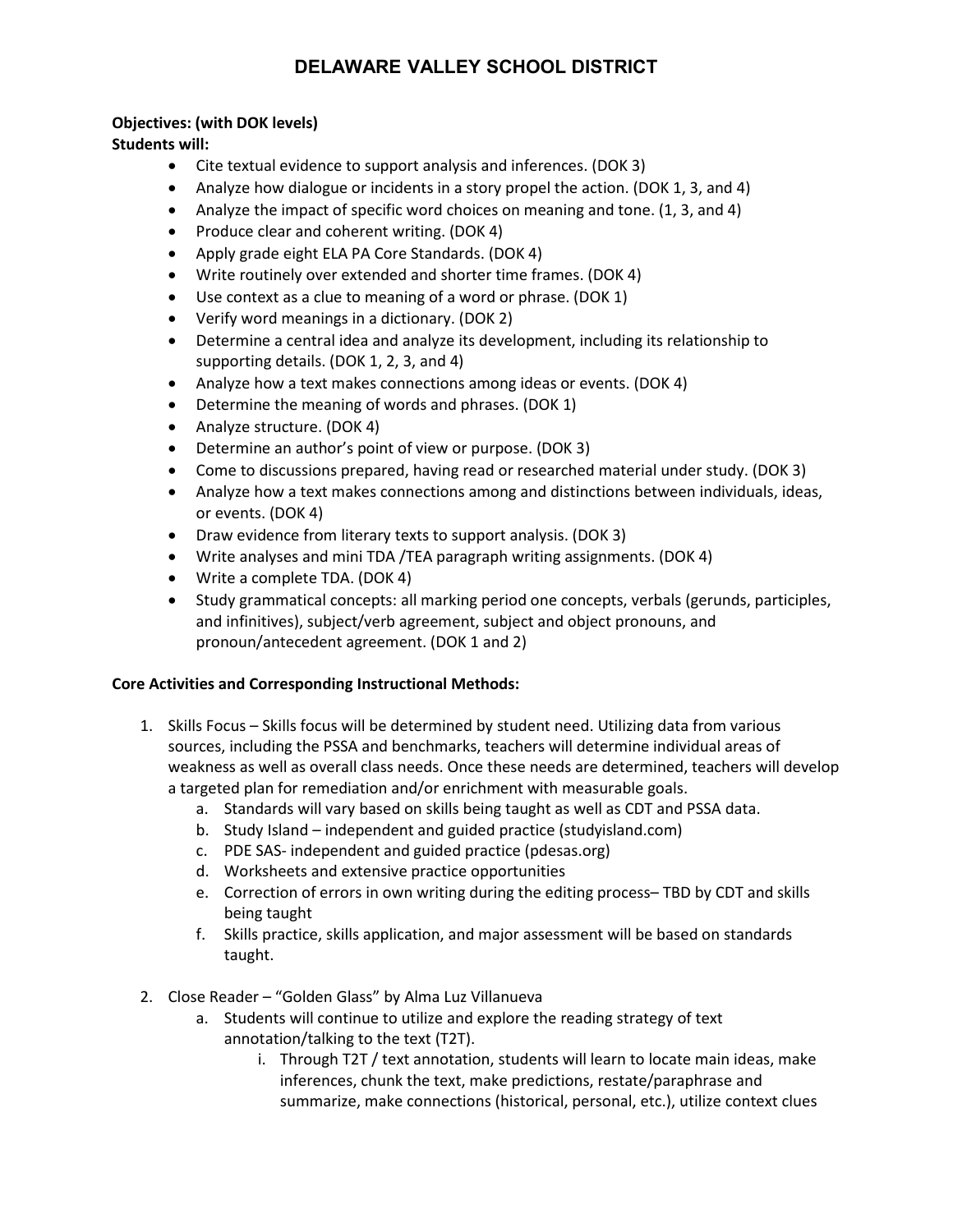# DELAWARE VALLEY SCHOOL DISTRICT

**Objectives: (with DOK levels)**
**Students will:**

- Cite textual evidence to support analysis and inferences. (DOK 3)
- Analyze how dialogue or incidents in a story propel the action. (DOK 1, 3, and 4)
- Analyze the impact of specific word choices on meaning and tone. (1, 3, and 4)
- Produce clear and coherent writing. (DOK 4)
- Apply grade eight ELA PA Core Standards. (DOK 4)
- Write routinely over extended and shorter time frames. (DOK 4)
- Use context as a clue to meaning of a word or phrase. (DOK 1)
- Verify word meanings in a dictionary. (DOK 2)
- Determine a central idea and analyze its development, including its relationship to supporting details. (DOK 1, 2, 3, and 4)
- Analyze how a text makes connections among ideas or events. (DOK 4)
- Determine the meaning of words and phrases. (DOK 1)
- Analyze structure. (DOK 4)
- Determine an author's point of view or purpose. (DOK 3)
- Come to discussions prepared, having read or researched material under study. (DOK 3)
- Analyze how a text makes connections among and distinctions between individuals, ideas, or events. (DOK 4)
- Draw evidence from literary texts to support analysis. (DOK 3)
- Write analyses and mini TDA /TEA paragraph writing assignments. (DOK 4)
- Write a complete TDA. (DOK 4)
- Study grammatical concepts: all marking period one concepts, verbals (gerunds, participles, and infinitives), subject/verb agreement, subject and object pronouns, and pronoun/antecedent agreement. (DOK 1 and 2)

**Core Activities and Corresponding Instructional Methods:**

1. Skills Focus – Skills focus will be determined by student need. Utilizing data from various sources, including the PSSA and benchmarks, teachers will determine individual areas of weakness as well as overall class needs. Once these needs are determined, teachers will develop a targeted plan for remediation and/or enrichment with measurable goals.
    a. Standards will vary based on skills being taught as well as CDT and PSSA data.
    b. Study Island – independent and guided practice (studyisland.com)
    c. PDE SAS- independent and guided practice (pdesas.org)
    d. Worksheets and extensive practice opportunities
    e. Correction of errors in own writing during the editing process– TBD by CDT and skills being taught
    f. Skills practice, skills application, and major assessment will be based on standards taught.

2. Close Reader – "Golden Glass" by Alma Luz Villanueva
    a. Students will continue to utilize and explore the reading strategy of text annotation/talking to the text (T2T).
        i. Through T2T / text annotation, students will learn to locate main ideas, make inferences, chunk the text, make predictions, restate/paraphrase and summarize, make connections (historical, personal, etc.), utilize context clues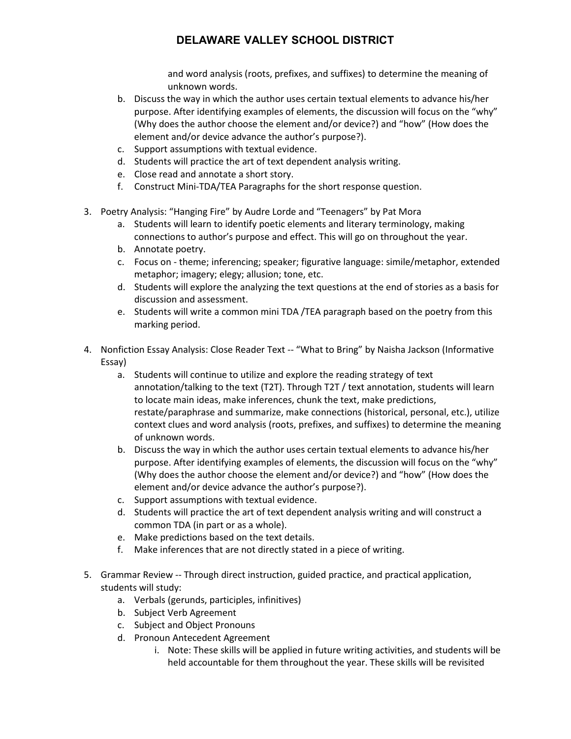and word analysis (roots, prefixes, and suffixes) to determine the meaning of unknown words.

   b. Discuss the way in which the author uses certain textual elements to advance his/her purpose. After identifying examples of elements, the discussion will focus on the "why" (Why does the author choose the element and/or device?) and "how" (How does the element and/or device advance the author's purpose?).
   c. Support assumptions with textual evidence.
   d. Students will practice the art of text dependent analysis writing.
   e. Close read and annotate a short story.
   f. Construct Mini-TDA/TEA Paragraphs for the short response question.

3. Poetry Analysis: "Hanging Fire" by Audre Lorde and "Teenagers" by Pat Mora
   a. Students will learn to identify poetic elements and literary terminology, making connections to author's purpose and effect. This will go on throughout the year.
   b. Annotate poetry.
   c. Focus on - theme; inferencing; speaker; figurative language: simile/metaphor, extended metaphor; imagery; elegy; allusion; tone, etc.
   d. Students will explore the analyzing the text questions at the end of stories as a basis for discussion and assessment.
   e. Students will write a common mini TDA /TEA paragraph based on the poetry from this marking period.

4. Nonfiction Essay Analysis: Close Reader Text -- "What to Bring" by Naisha Jackson (Informative Essay)
   a. Students will continue to utilize and explore the reading strategy of text annotation/talking to the text (T2T). Through T2T / text annotation, students will learn to locate main ideas, make inferences, chunk the text, make predictions, restate/paraphrase and summarize, make connections (historical, personal, etc.), utilize context clues and word analysis (roots, prefixes, and suffixes) to determine the meaning of unknown words.
   b. Discuss the way in which the author uses certain textual elements to advance his/her purpose. After identifying examples of elements, the discussion will focus on the "why" (Why does the author choose the element and/or device?) and "how" (How does the element and/or device advance the author's purpose?).
   c. Support assumptions with textual evidence.
   d. Students will practice the art of text dependent analysis writing and will construct a common TDA (in part or as a whole).
   e. Make predictions based on the text details.
   f. Make inferences that are not directly stated in a piece of writing.

5. Grammar Review -- Through direct instruction, guided practice, and practical application, students will study:
   a. Verbals (gerunds, participles, infinitives)
   b. Subject Verb Agreement
   c. Subject and Object Pronouns
   d. Pronoun Antecedent Agreement
      i. Note: These skills will be applied in future writing activities, and students will be held accountable for them throughout the year. These skills will be revisited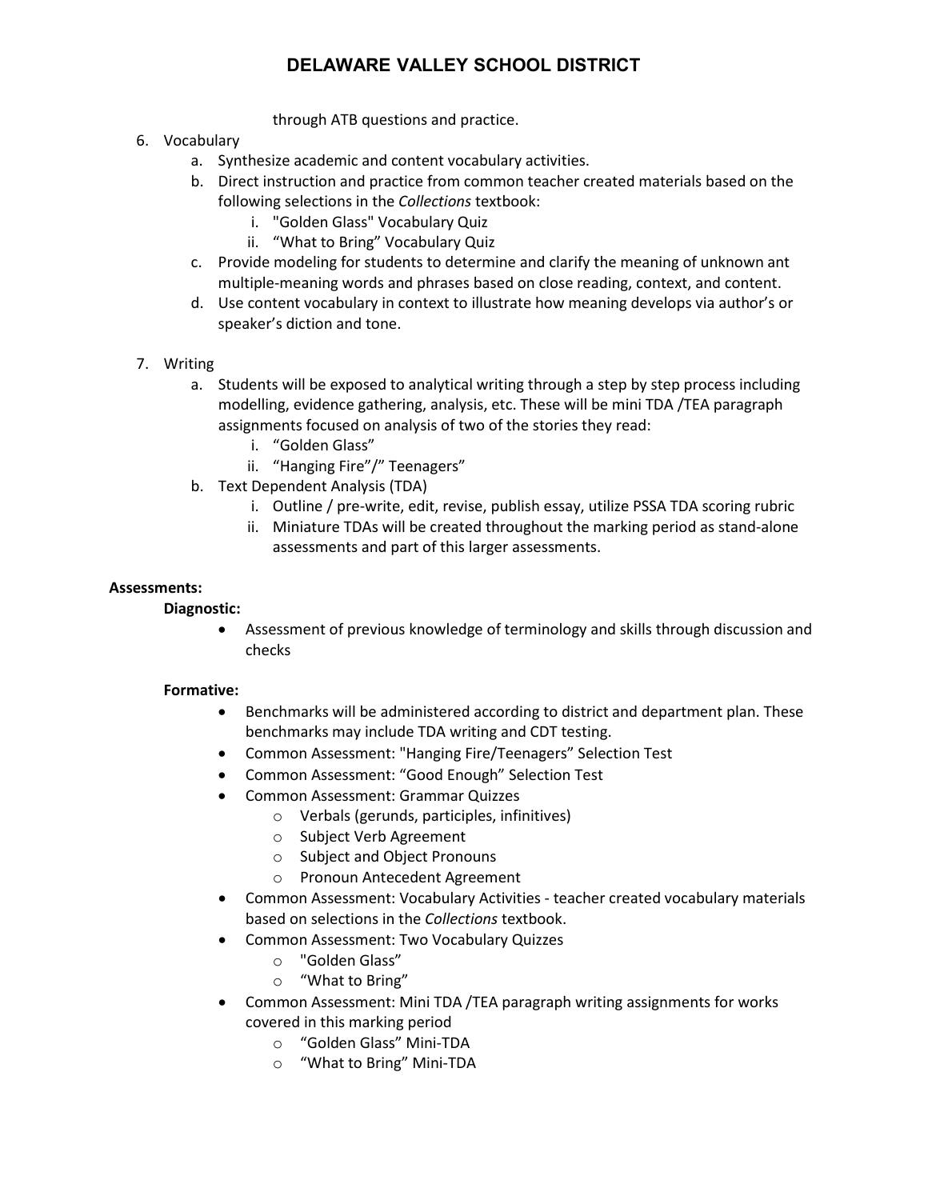through ATB questions and practice.

6. Vocabulary
    a. Synthesize academic and content vocabulary activities.
    b. Direct instruction and practice from common teacher created materials based on the following selections in the *Collections* textbook:
        i. "Golden Glass" Vocabulary Quiz
        ii. "What to Bring" Vocabulary Quiz
    c. Provide modeling for students to determine and clarify the meaning of unknown ant multiple-meaning words and phrases based on close reading, context, and content.
    d. Use content vocabulary in context to illustrate how meaning develops via author's or speaker's diction and tone.

7. Writing
    a. Students will be exposed to analytical writing through a step by step process including modelling, evidence gathering, analysis, etc. These will be mini TDA /TEA paragraph assignments focused on analysis of two of the stories they read:
        i. "Golden Glass"
        ii. "Hanging Fire"/" Teenagers"
    b. Text Dependent Analysis (TDA)
        i. Outline / pre-write, edit, revise, publish essay, utilize PSSA TDA scoring rubric
        ii. Miniature TDAs will be created throughout the marking period as stand-alone assessments and part of this larger assessments.

**Assessments:**

**Diagnostic:**

- Assessment of previous knowledge of terminology and skills through discussion and checks

**Formative:**

- Benchmarks will be administered according to district and department plan. These benchmarks may include TDA writing and CDT testing.
- Common Assessment: "Hanging Fire/Teenagers" Selection Test
- Common Assessment: "Good Enough" Selection Test
- Common Assessment: Grammar Quizzes
    - Verbals (gerunds, participles, infinitives)
    - Subject Verb Agreement
    - Subject and Object Pronouns
    - Pronoun Antecedent Agreement
- Common Assessment: Vocabulary Activities - teacher created vocabulary materials based on selections in the *Collections* textbook.
- Common Assessment: Two Vocabulary Quizzes
    - "Golden Glass"
    - "What to Bring"
- Common Assessment: Mini TDA /TEA paragraph writing assignments for works covered in this marking period
    - "Golden Glass" Mini-TDA
    - "What to Bring" Mini-TDA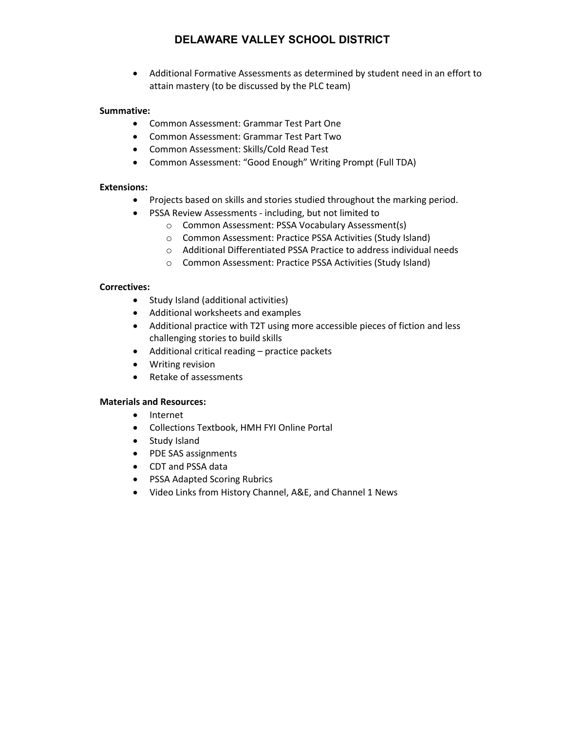- Additional Formative Assessments as determined by student need in an effort to attain mastery (to be discussed by the PLC team)

**Summative:**

- Common Assessment: Grammar Test Part One
- Common Assessment: Grammar Test Part Two
- Common Assessment: Skills/Cold Read Test
- Common Assessment: "Good Enough" Writing Prompt (Full TDA)

**Extensions:**

- Projects based on skills and stories studied throughout the marking period.
- PSSA Review Assessments - including, but not limited to
  - Common Assessment: PSSA Vocabulary Assessment(s)
  - Common Assessment: Practice PSSA Activities (Study Island)
  - Additional Differentiated PSSA Practice to address individual needs
  - Common Assessment: Practice PSSA Activities (Study Island)

**Correctives:**

- Study Island (additional activities)
- Additional worksheets and examples
- Additional practice with T2T using more accessible pieces of fiction and less challenging stories to build skills
- Additional critical reading – practice packets
- Writing revision
- Retake of assessments

**Materials and Resources:**

- Internet
- Collections Textbook, HMH FYI Online Portal
- Study Island
- PDE SAS assignments
- CDT and PSSA data
- PSSA Adapted Scoring Rubrics
- Video Links from History Channel, A&E, and Channel 1 News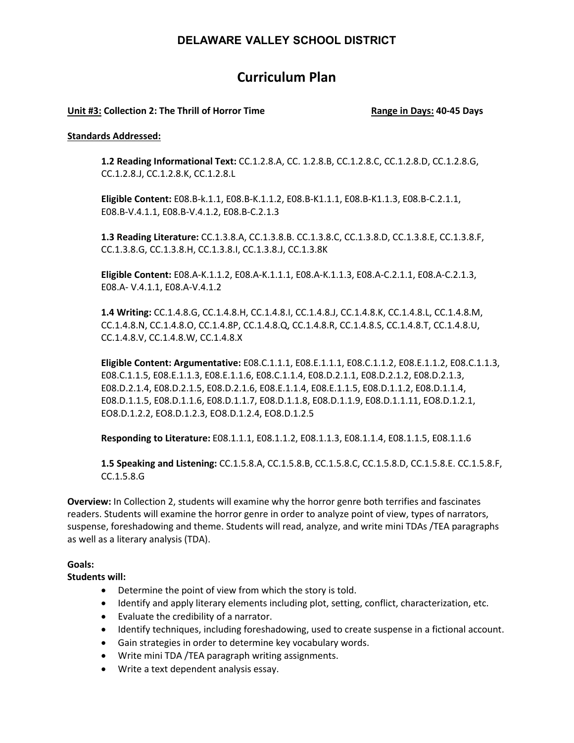## DELAWARE VALLEY SCHOOL DISTRICT

# Curriculum Plan

**Unit #3: Collection 2: The Thrill of Horror Time** **Range in Days: 40-45 Days**

**Standards Addressed:**

**1.2 Reading Informational Text:** CC.1.2.8.A, CC. 1.2.8.B, CC.1.2.8.C, CC.1.2.8.D, CC.1.2.8.G, CC.1.2.8.J, CC.1.2.8.K, CC.1.2.8.L

**Eligible Content:** E08.B-k.1.1, E08.B-K.1.1.2, E08.B-K1.1.1, E08.B-K1.1.3, E08.B-C.2.1.1, E08.B-V.4.1.1, E08.B-V.4.1.2, E08.B-C.2.1.3

**1.3 Reading Literature:** CC.1.3.8.A, CC.1.3.8.B. CC.1.3.8.C, CC.1.3.8.D, CC.1.3.8.E, CC.1.3.8.F, CC.1.3.8.G, CC.1.3.8.H, CC.1.3.8.I, CC.1.3.8.J, CC.1.3.8K

**Eligible Content:** E08.A-K.1.1.2, E08.A-K.1.1.1, E08.A-K.1.1.3, E08.A-C.2.1.1, E08.A-C.2.1.3, E08.A- V.4.1.1, E08.A-V.4.1.2

**1.4 Writing:** CC.1.4.8.G, CC.1.4.8.H, CC.1.4.8.I, CC.1.4.8.J, CC.1.4.8.K, CC.1.4.8.L, CC.1.4.8.M, CC.1.4.8.N, CC.1.4.8.O, CC.1.4.8P, CC.1.4.8.Q, CC.1.4.8.R, CC.1.4.8.S, CC.1.4.8.T, CC.1.4.8.U, CC.1.4.8.V, CC.1.4.8.W, CC.1.4.8.X

**Eligible Content: Argumentative:** E08.C.1.1.1, E08.E.1.1.1, E08.C.1.1.2, E08.E.1.1.2, E08.C.1.1.3, E08.C.1.1.5, E08.E.1.1.3, E08.E.1.1.6, E08.C.1.1.4, E08.D.2.1.1, E08.D.2.1.2, E08.D.2.1.3, E08.D.2.1.4, E08.D.2.1.5, E08.D.2.1.6, E08.E.1.1.4, E08.E.1.1.5, E08.D.1.1.2, E08.D.1.1.4, E08.D.1.1.5, E08.D.1.1.6, E08.D.1.1.7, E08.D.1.1.8, E08.D.1.1.9, E08.D.1.1.11, EO8.D.1.2.1, EO8.D.1.2.2, EO8.D.1.2.3, EO8.D.1.2.4, EO8.D.1.2.5

**Responding to Literature:** E08.1.1.1, E08.1.1.2, E08.1.1.3, E08.1.1.4, E08.1.1.5, E08.1.1.6

**1.5 Speaking and Listening:** CC.1.5.8.A, CC.1.5.8.B, CC.1.5.8.C, CC.1.5.8.D, CC.1.5.8.E. CC.1.5.8.F, CC.1.5.8.G

**Overview:** In Collection 2, students will examine why the horror genre both terrifies and fascinates readers. Students will examine the horror genre in order to analyze point of view, types of narrators, suspense, foreshadowing and theme. Students will read, analyze, and write mini TDAs /TEA paragraphs as well as a literary analysis (TDA).

**Goals:**

**Students will:**

- Determine the point of view from which the story is told.
- Identify and apply literary elements including plot, setting, conflict, characterization, etc.
- Evaluate the credibility of a narrator.
- Identify techniques, including foreshadowing, used to create suspense in a fictional account.
- Gain strategies in order to determine key vocabulary words.
- Write mini TDA /TEA paragraph writing assignments.
- Write a text dependent analysis essay.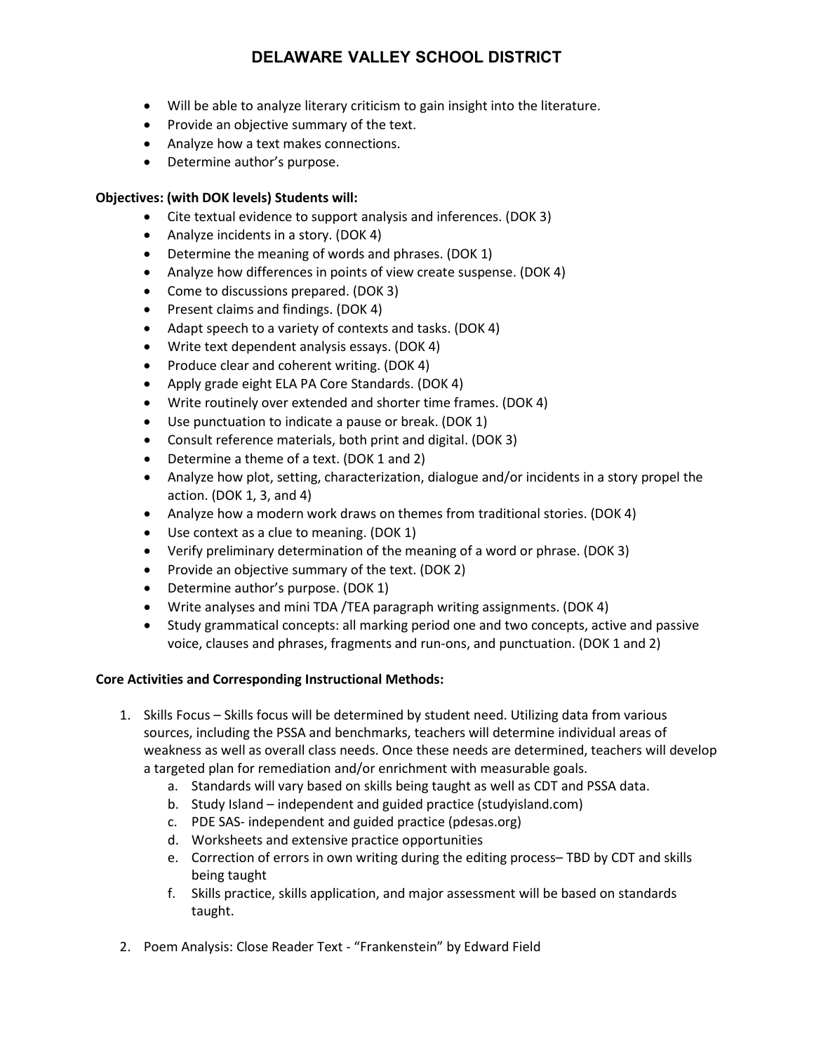- Will be able to analyze literary criticism to gain insight into the literature.
- Provide an objective summary of the text.
- Analyze how a text makes connections.
- Determine author's purpose.

**Objectives: (with DOK levels) Students will:**

- Cite textual evidence to support analysis and inferences. (DOK 3)
- Analyze incidents in a story. (DOK 4)
- Determine the meaning of words and phrases. (DOK 1)
- Analyze how differences in points of view create suspense. (DOK 4)
- Come to discussions prepared. (DOK 3)
- Present claims and findings. (DOK 4)
- Adapt speech to a variety of contexts and tasks. (DOK 4)
- Write text dependent analysis essays. (DOK 4)
- Produce clear and coherent writing. (DOK 4)
- Apply grade eight ELA PA Core Standards. (DOK 4)
- Write routinely over extended and shorter time frames. (DOK 4)
- Use punctuation to indicate a pause or break. (DOK 1)
- Consult reference materials, both print and digital. (DOK 3)
- Determine a theme of a text. (DOK 1 and 2)
- Analyze how plot, setting, characterization, dialogue and/or incidents in a story propel the action. (DOK 1, 3, and 4)
- Analyze how a modern work draws on themes from traditional stories. (DOK 4)
- Use context as a clue to meaning. (DOK 1)
- Verify preliminary determination of the meaning of a word or phrase. (DOK 3)
- Provide an objective summary of the text. (DOK 2)
- Determine author's purpose. (DOK 1)
- Write analyses and mini TDA /TEA paragraph writing assignments. (DOK 4)
- Study grammatical concepts: all marking period one and two concepts, active and passive voice, clauses and phrases, fragments and run-ons, and punctuation. (DOK 1 and 2)

**Core Activities and Corresponding Instructional Methods:**

1. Skills Focus – Skills focus will be determined by student need. Utilizing data from various sources, including the PSSA and benchmarks, teachers will determine individual areas of weakness as well as overall class needs. Once these needs are determined, teachers will develop a targeted plan for remediation and/or enrichment with measurable goals.
   a. Standards will vary based on skills being taught as well as CDT and PSSA data.
   b. Study Island – independent and guided practice (studyisland.com)
   c. PDE SAS- independent and guided practice (pdesas.org)
   d. Worksheets and extensive practice opportunities
   e. Correction of errors in own writing during the editing process– TBD by CDT and skills being taught
   f. Skills practice, skills application, and major assessment will be based on standards taught.

2. Poem Analysis: Close Reader Text - "Frankenstein" by Edward Field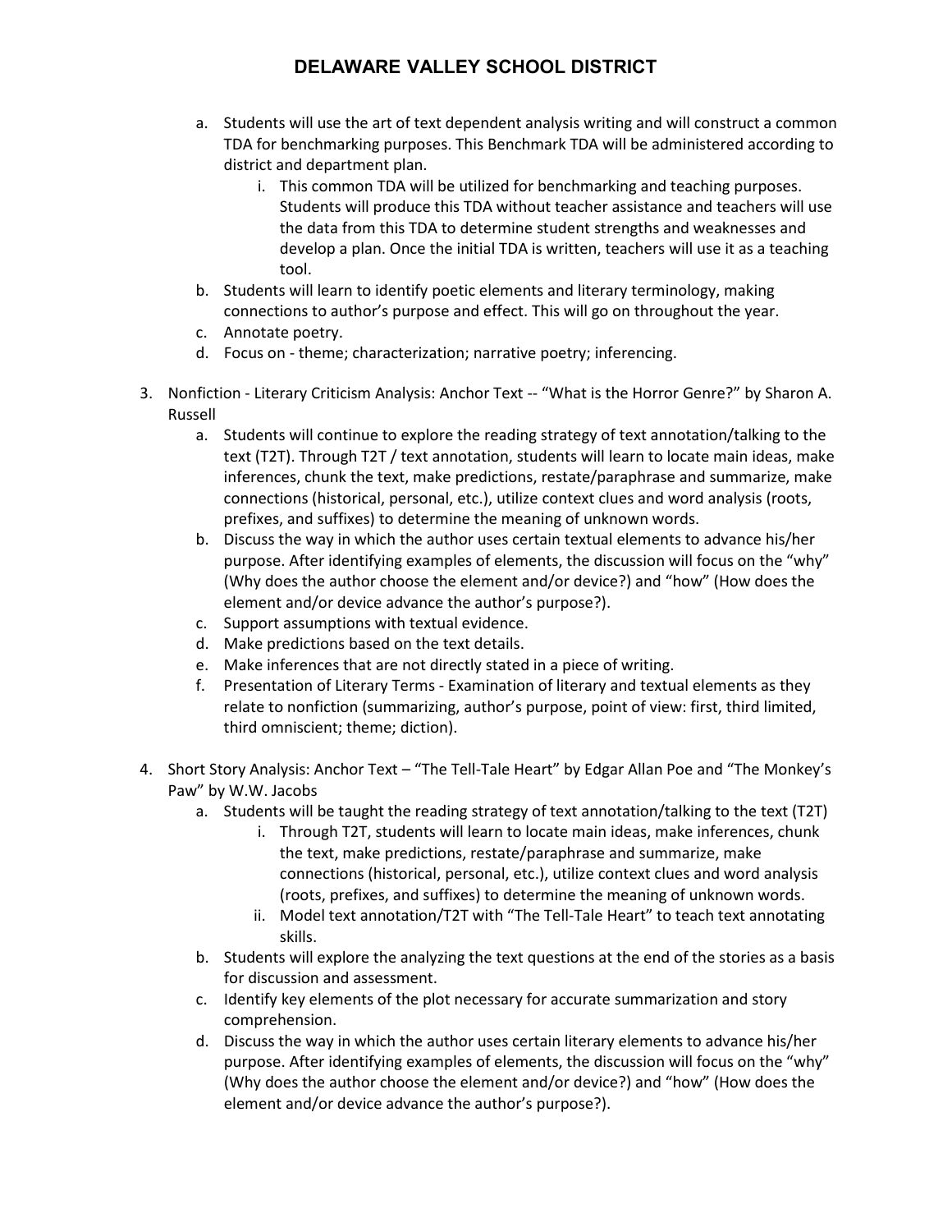a. Students will use the art of text dependent analysis writing and will construct a common TDA for benchmarking purposes. This Benchmark TDA will be administered according to district and department plan.
    i. This common TDA will be utilized for benchmarking and teaching purposes. Students will produce this TDA without teacher assistance and teachers will use the data from this TDA to determine student strengths and weaknesses and develop a plan. Once the initial TDA is written, teachers will use it as a teaching tool.
b. Students will learn to identify poetic elements and literary terminology, making connections to author's purpose and effect. This will go on throughout the year.
c. Annotate poetry.
d. Focus on - theme; characterization; narrative poetry; inferencing.

3. Nonfiction - Literary Criticism Analysis: Anchor Text -- "What is the Horror Genre?" by Sharon A. Russell
    a. Students will continue to explore the reading strategy of text annotation/talking to the text (T2T). Through T2T / text annotation, students will learn to locate main ideas, make inferences, chunk the text, make predictions, restate/paraphrase and summarize, make connections (historical, personal, etc.), utilize context clues and word analysis (roots, prefixes, and suffixes) to determine the meaning of unknown words.
    b. Discuss the way in which the author uses certain textual elements to advance his/her purpose. After identifying examples of elements, the discussion will focus on the "why" (Why does the author choose the element and/or device?) and "how" (How does the element and/or device advance the author's purpose?).
    c. Support assumptions with textual evidence.
    d. Make predictions based on the text details.
    e. Make inferences that are not directly stated in a piece of writing.
    f. Presentation of Literary Terms - Examination of literary and textual elements as they relate to nonfiction (summarizing, author's purpose, point of view: first, third limited, third omniscient; theme; diction).

4. Short Story Analysis: Anchor Text – "The Tell-Tale Heart" by Edgar Allan Poe and "The Monkey's Paw" by W.W. Jacobs
    a. Students will be taught the reading strategy of text annotation/talking to the text (T2T)
        i. Through T2T, students will learn to locate main ideas, make inferences, chunk the text, make predictions, restate/paraphrase and summarize, make connections (historical, personal, etc.), utilize context clues and word analysis (roots, prefixes, and suffixes) to determine the meaning of unknown words.
        ii. Model text annotation/T2T with "The Tell-Tale Heart" to teach text annotating skills.
    b. Students will explore the analyzing the text questions at the end of the stories as a basis for discussion and assessment.
    c. Identify key elements of the plot necessary for accurate summarization and story comprehension.
    d. Discuss the way in which the author uses certain literary elements to advance his/her purpose. After identifying examples of elements, the discussion will focus on the "why" (Why does the author choose the element and/or device?) and "how" (How does the element and/or device advance the author's purpose?).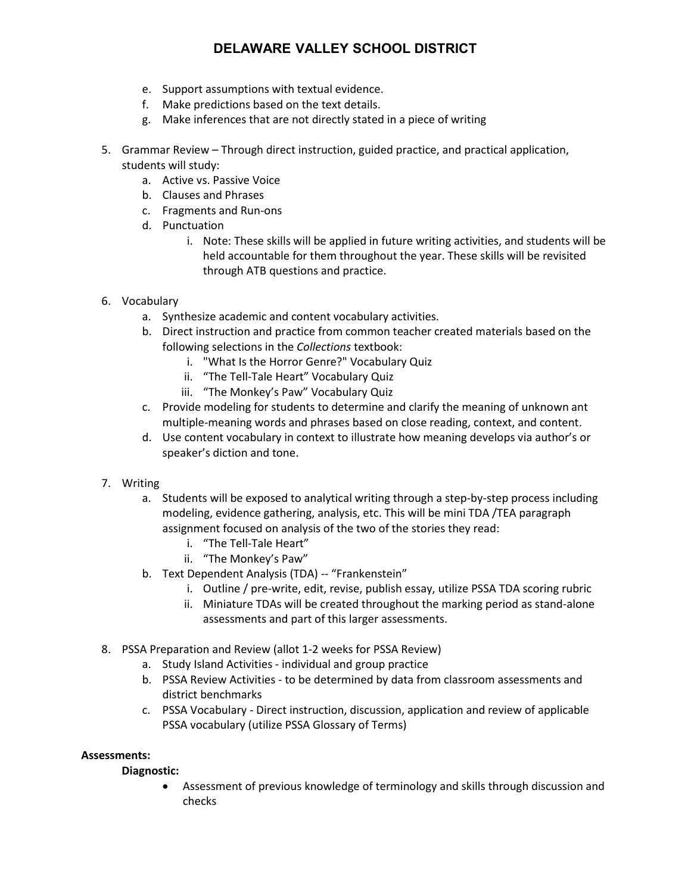e. Support assumptions with textual evidence.
   f. Make predictions based on the text details.
   g. Make inferences that are not directly stated in a piece of writing

5. Grammar Review – Through direct instruction, guided practice, and practical application, students will study:
   a. Active vs. Passive Voice
   b. Clauses and Phrases
   c. Fragments and Run-ons
   d. Punctuation
      i. Note: These skills will be applied in future writing activities, and students will be held accountable for them throughout the year. These skills will be revisited through ATB questions and practice.

6. Vocabulary
   a. Synthesize academic and content vocabulary activities.
   b. Direct instruction and practice from common teacher created materials based on the following selections in the *Collections* textbook:
      i. "What Is the Horror Genre?" Vocabulary Quiz
      ii. "The Tell-Tale Heart" Vocabulary Quiz
      iii. "The Monkey's Paw" Vocabulary Quiz
   c. Provide modeling for students to determine and clarify the meaning of unknown ant multiple-meaning words and phrases based on close reading, context, and content.
   d. Use content vocabulary in context to illustrate how meaning develops via author's or speaker's diction and tone.

7. Writing
   a. Students will be exposed to analytical writing through a step-by-step process including modeling, evidence gathering, analysis, etc. This will be mini TDA /TEA paragraph assignment focused on analysis of the two of the stories they read:
      i. "The Tell-Tale Heart"
      ii. "The Monkey's Paw"
   b. Text Dependent Analysis (TDA) -- "Frankenstein"
      i. Outline / pre-write, edit, revise, publish essay, utilize PSSA TDA scoring rubric
      ii. Miniature TDAs will be created throughout the marking period as stand-alone assessments and part of this larger assessments.

8. PSSA Preparation and Review (allot 1-2 weeks for PSSA Review)
   a. Study Island Activities - individual and group practice
   b. PSSA Review Activities - to be determined by data from classroom assessments and district benchmarks
   c. PSSA Vocabulary - Direct instruction, discussion, application and review of applicable PSSA vocabulary (utilize PSSA Glossary of Terms)

**Assessments:**

**Diagnostic:**

- Assessment of previous knowledge of terminology and skills through discussion and checks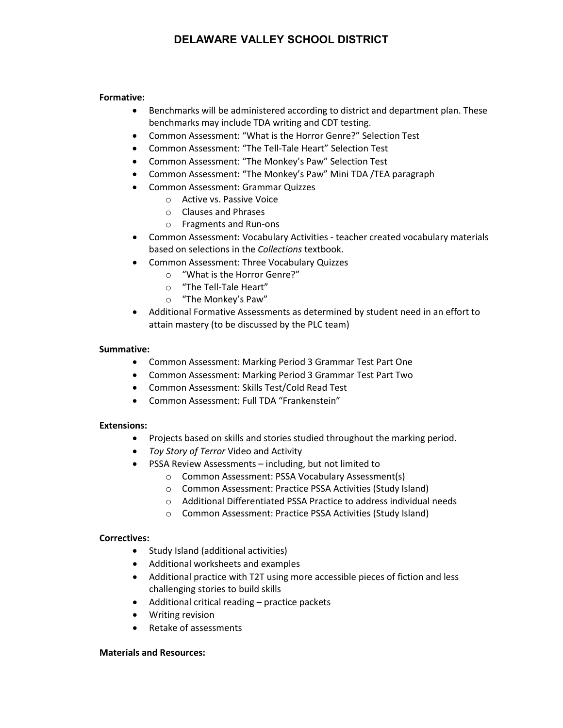**Formative:**

- Benchmarks will be administered according to district and department plan. These benchmarks may include TDA writing and CDT testing.
- Common Assessment: "What is the Horror Genre?" Selection Test
- Common Assessment: "The Tell-Tale Heart" Selection Test
- Common Assessment: "The Monkey's Paw" Selection Test
- Common Assessment: "The Monkey's Paw" Mini TDA /TEA paragraph
- Common Assessment: Grammar Quizzes
  - Active vs. Passive Voice
  - Clauses and Phrases
  - Fragments and Run-ons
- Common Assessment: Vocabulary Activities - teacher created vocabulary materials based on selections in the *Collections* textbook.
- Common Assessment: Three Vocabulary Quizzes
  - "What is the Horror Genre?"
  - "The Tell-Tale Heart"
  - "The Monkey's Paw"
- Additional Formative Assessments as determined by student need in an effort to attain mastery (to be discussed by the PLC team)

**Summative:**

- Common Assessment: Marking Period 3 Grammar Test Part One
- Common Assessment: Marking Period 3 Grammar Test Part Two
- Common Assessment: Skills Test/Cold Read Test
- Common Assessment: Full TDA "Frankenstein"

**Extensions:**

- Projects based on skills and stories studied throughout the marking period.
- *Toy Story of Terror* Video and Activity
- PSSA Review Assessments – including, but not limited to
  - Common Assessment: PSSA Vocabulary Assessment(s)
  - Common Assessment: Practice PSSA Activities (Study Island)
  - Additional Differentiated PSSA Practice to address individual needs
  - Common Assessment: Practice PSSA Activities (Study Island)

**Correctives:**

- Study Island (additional activities)
- Additional worksheets and examples
- Additional practice with T2T using more accessible pieces of fiction and less challenging stories to build skills
- Additional critical reading – practice packets
- Writing revision
- Retake of assessments

**Materials and Resources:**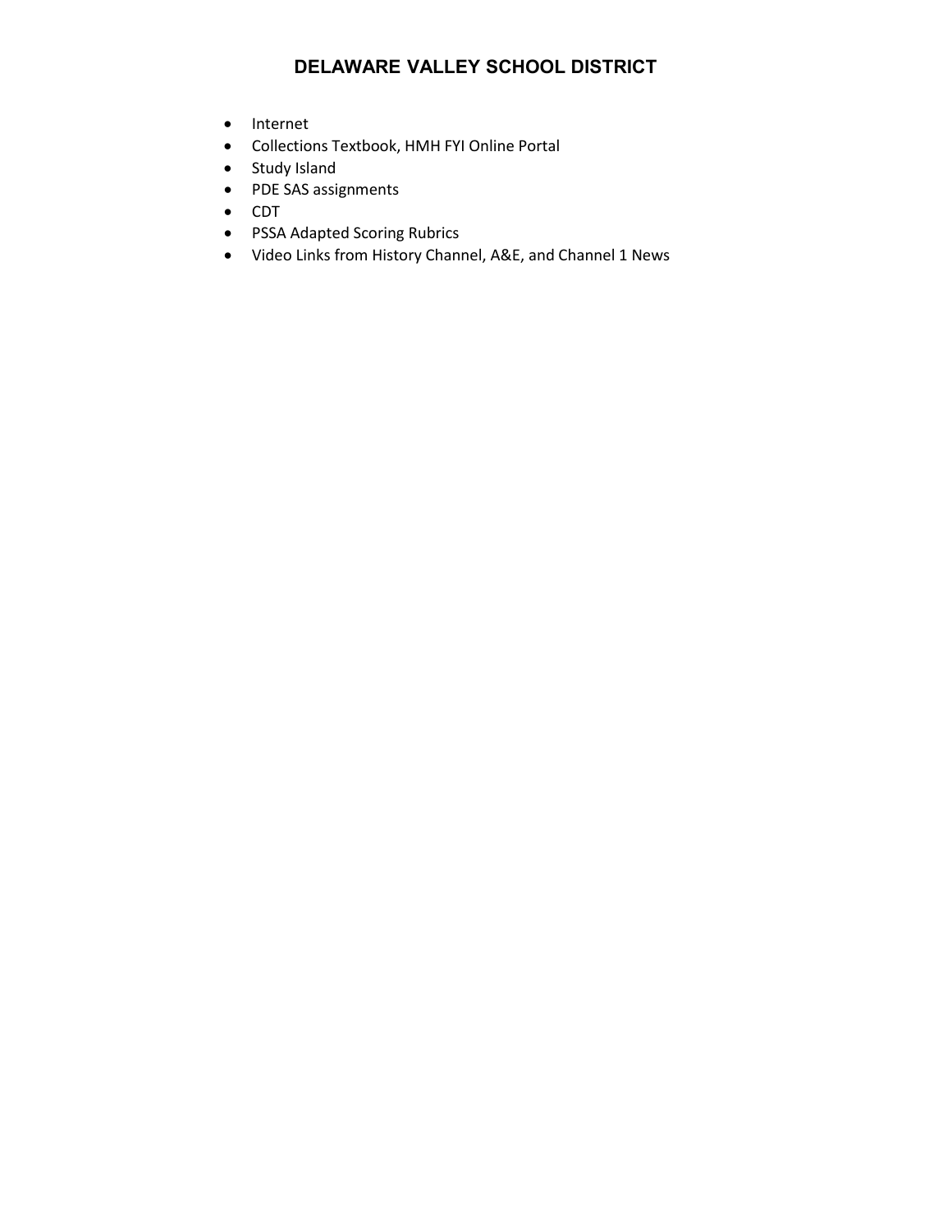- Internet
- Collections Textbook, HMH FYI Online Portal
- Study Island
- PDE SAS assignments
- CDT
- PSSA Adapted Scoring Rubrics
- Video Links from History Channel, A&E, and Channel 1 News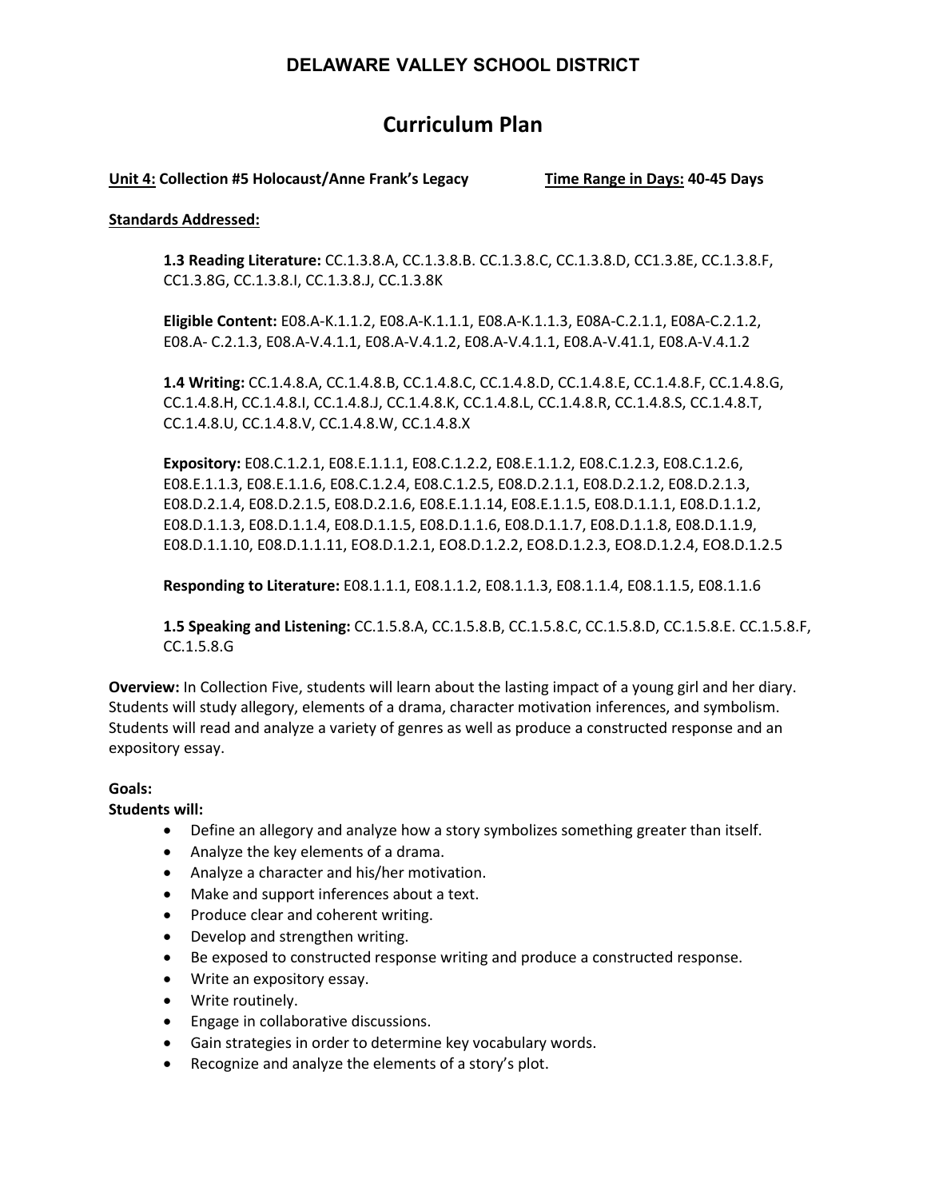## DELAWARE VALLEY SCHOOL DISTRICT

# Curriculum Plan

**Unit 4: Collection #5 Holocaust/Anne Frank's Legacy** **Time Range in Days: 40-45 Days**

**Standards Addressed:**

**1.3 Reading Literature:** CC.1.3.8.A, CC.1.3.8.B. CC.1.3.8.C, CC.1.3.8.D, CC1.3.8E, CC.1.3.8.F, CC1.3.8G, CC.1.3.8.I, CC.1.3.8.J, CC.1.3.8K

**Eligible Content:** E08.A-K.1.1.2, E08.A-K.1.1.1, E08.A-K.1.1.3, E08A-C.2.1.1, E08A-C.2.1.2, E08.A- C.2.1.3, E08.A-V.4.1.1, E08.A-V.4.1.2, E08.A-V.4.1.1, E08.A-V.41.1, E08.A-V.4.1.2

**1.4 Writing:** CC.1.4.8.A, CC.1.4.8.B, CC.1.4.8.C, CC.1.4.8.D, CC.1.4.8.E, CC.1.4.8.F, CC.1.4.8.G, CC.1.4.8.H, CC.1.4.8.I, CC.1.4.8.J, CC.1.4.8.K, CC.1.4.8.L, CC.1.4.8.R, CC.1.4.8.S, CC.1.4.8.T, CC.1.4.8.U, CC.1.4.8.V, CC.1.4.8.W, CC.1.4.8.X

**Expository:** E08.C.1.2.1, E08.E.1.1.1, E08.C.1.2.2, E08.E.1.1.2, E08.C.1.2.3, E08.C.1.2.6, E08.E.1.1.3, E08.E.1.1.6, E08.C.1.2.4, E08.C.1.2.5, E08.D.2.1.1, E08.D.2.1.2, E08.D.2.1.3, E08.D.2.1.4, E08.D.2.1.5, E08.D.2.1.6, E08.E.1.1.14, E08.E.1.1.5, E08.D.1.1.1, E08.D.1.1.2, E08.D.1.1.3, E08.D.1.1.4, E08.D.1.1.5, E08.D.1.1.6, E08.D.1.1.7, E08.D.1.1.8, E08.D.1.1.9, E08.D.1.1.10, E08.D.1.1.11, EO8.D.1.2.1, EO8.D.1.2.2, EO8.D.1.2.3, EO8.D.1.2.4, EO8.D.1.2.5

**Responding to Literature:** E08.1.1.1, E08.1.1.2, E08.1.1.3, E08.1.1.4, E08.1.1.5, E08.1.1.6

**1.5 Speaking and Listening:** CC.1.5.8.A, CC.1.5.8.B, CC.1.5.8.C, CC.1.5.8.D, CC.1.5.8.E. CC.1.5.8.F, CC.1.5.8.G

**Overview:** In Collection Five, students will learn about the lasting impact of a young girl and her diary. Students will study allegory, elements of a drama, character motivation inferences, and symbolism. Students will read and analyze a variety of genres as well as produce a constructed response and an expository essay.

**Goals:**
**Students will:**

- Define an allegory and analyze how a story symbolizes something greater than itself.
- Analyze the key elements of a drama.
- Analyze a character and his/her motivation.
- Make and support inferences about a text.
- Produce clear and coherent writing.
- Develop and strengthen writing.
- Be exposed to constructed response writing and produce a constructed response.
- Write an expository essay.
- Write routinely.
- Engage in collaborative discussions.
- Gain strategies in order to determine key vocabulary words.
- Recognize and analyze the elements of a story's plot.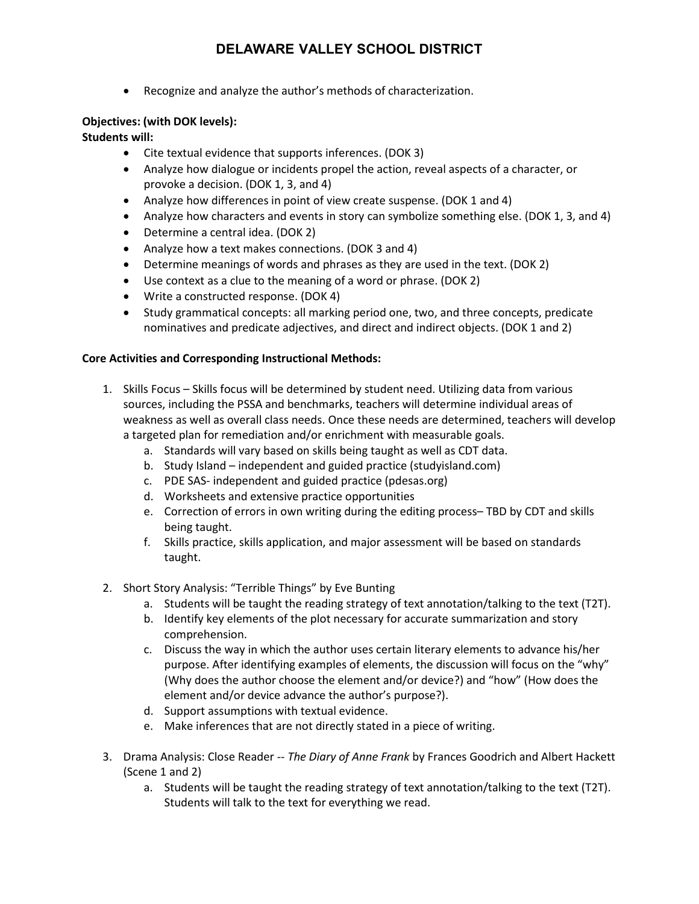- Recognize and analyze the author's methods of characterization.

**Objectives: (with DOK levels):**
**Students will:**

- Cite textual evidence that supports inferences. (DOK 3)
- Analyze how dialogue or incidents propel the action, reveal aspects of a character, or provoke a decision. (DOK 1, 3, and 4)
- Analyze how differences in point of view create suspense. (DOK 1 and 4)
- Analyze how characters and events in story can symbolize something else. (DOK 1, 3, and 4)
- Determine a central idea. (DOK 2)
- Analyze how a text makes connections. (DOK 3 and 4)
- Determine meanings of words and phrases as they are used in the text. (DOK 2)
- Use context as a clue to the meaning of a word or phrase. (DOK 2)
- Write a constructed response. (DOK 4)
- Study grammatical concepts: all marking period one, two, and three concepts, predicate nominatives and predicate adjectives, and direct and indirect objects. (DOK 1 and 2)

**Core Activities and Corresponding Instructional Methods:**

1. Skills Focus – Skills focus will be determined by student need. Utilizing data from various sources, including the PSSA and benchmarks, teachers will determine individual areas of weakness as well as overall class needs. Once these needs are determined, teachers will develop a targeted plan for remediation and/or enrichment with measurable goals.
   a. Standards will vary based on skills being taught as well as CDT data.
   b. Study Island – independent and guided practice (studyisland.com)
   c. PDE SAS- independent and guided practice (pdesas.org)
   d. Worksheets and extensive practice opportunities
   e. Correction of errors in own writing during the editing process– TBD by CDT and skills being taught.
   f. Skills practice, skills application, and major assessment will be based on standards taught.

2. Short Story Analysis: "Terrible Things" by Eve Bunting
   a. Students will be taught the reading strategy of text annotation/talking to the text (T2T).
   b. Identify key elements of the plot necessary for accurate summarization and story comprehension.
   c. Discuss the way in which the author uses certain literary elements to advance his/her purpose. After identifying examples of elements, the discussion will focus on the "why" (Why does the author choose the element and/or device?) and "how" (How does the element and/or device advance the author's purpose?).
   d. Support assumptions with textual evidence.
   e. Make inferences that are not directly stated in a piece of writing.

3. Drama Analysis: Close Reader -- *The Diary of Anne Frank* by Frances Goodrich and Albert Hackett (Scene 1 and 2)
   a. Students will be taught the reading strategy of text annotation/talking to the text (T2T). Students will talk to the text for everything we read.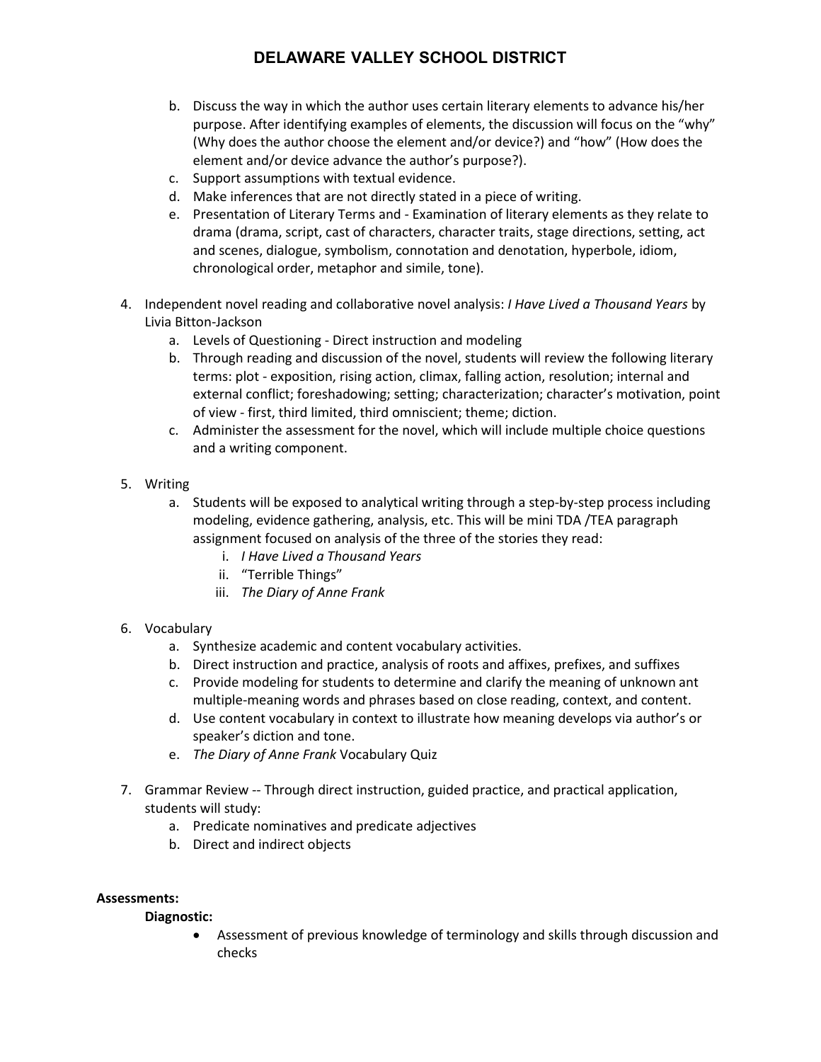b. Discuss the way in which the author uses certain literary elements to advance his/her purpose. After identifying examples of elements, the discussion will focus on the "why" (Why does the author choose the element and/or device?) and "how" (How does the element and/or device advance the author's purpose?).
   c. Support assumptions with textual evidence.
   d. Make inferences that are not directly stated in a piece of writing.
   e. Presentation of Literary Terms and - Examination of literary elements as they relate to drama (drama, script, cast of characters, character traits, stage directions, setting, act and scenes, dialogue, symbolism, connotation and denotation, hyperbole, idiom, chronological order, metaphor and simile, tone).

4. Independent novel reading and collaborative novel analysis: *I Have Lived a Thousand Years* by Livia Bitton-Jackson
   a. Levels of Questioning - Direct instruction and modeling
   b. Through reading and discussion of the novel, students will review the following literary terms: plot - exposition, rising action, climax, falling action, resolution; internal and external conflict; foreshadowing; setting; characterization; character's motivation, point of view - first, third limited, third omniscient; theme; diction.
   c. Administer the assessment for the novel, which will include multiple choice questions and a writing component.

5. Writing
   a. Students will be exposed to analytical writing through a step-by-step process including modeling, evidence gathering, analysis, etc. This will be mini TDA /TEA paragraph assignment focused on analysis of the three of the stories they read:
      i. *I Have Lived a Thousand Years*
      ii. "Terrible Things"
      iii. *The Diary of Anne Frank*

6. Vocabulary
   a. Synthesize academic and content vocabulary activities.
   b. Direct instruction and practice, analysis of roots and affixes, prefixes, and suffixes
   c. Provide modeling for students to determine and clarify the meaning of unknown ant multiple-meaning words and phrases based on close reading, context, and content.
   d. Use content vocabulary in context to illustrate how meaning develops via author's or speaker's diction and tone.
   e. *The Diary of Anne Frank* Vocabulary Quiz

7. Grammar Review -- Through direct instruction, guided practice, and practical application, students will study:
   a. Predicate nominatives and predicate adjectives
   b. Direct and indirect objects

**Assessments:**

**Diagnostic:**

- Assessment of previous knowledge of terminology and skills through discussion and checks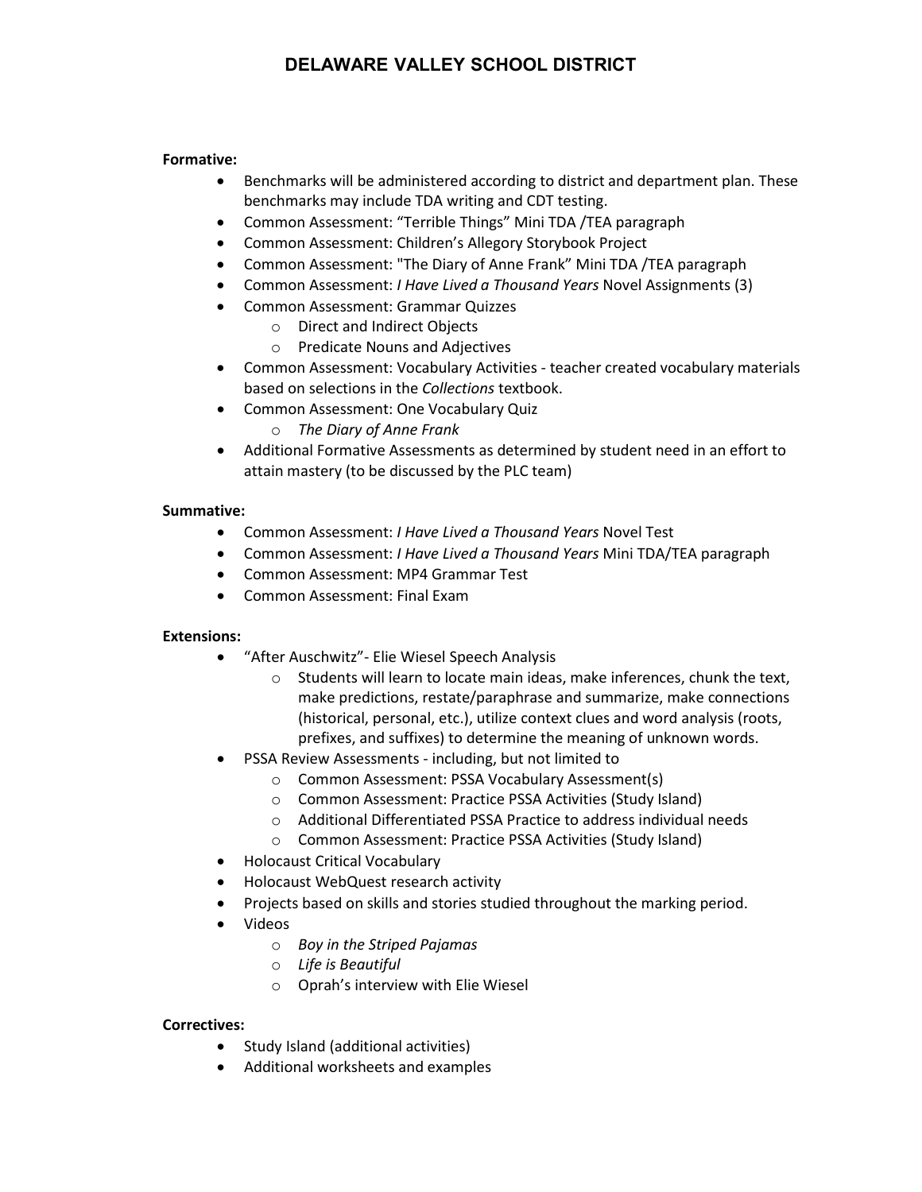**Formative:**

- Benchmarks will be administered according to district and department plan. These benchmarks may include TDA writing and CDT testing.
- Common Assessment: "Terrible Things" Mini TDA /TEA paragraph
- Common Assessment: Children's Allegory Storybook Project
- Common Assessment: "The Diary of Anne Frank" Mini TDA /TEA paragraph
- Common Assessment: *I Have Lived a Thousand Years* Novel Assignments (3)
- Common Assessment: Grammar Quizzes
  - Direct and Indirect Objects
  - Predicate Nouns and Adjectives
- Common Assessment: Vocabulary Activities - teacher created vocabulary materials based on selections in the *Collections* textbook.
- Common Assessment: One Vocabulary Quiz
  - *The Diary of Anne Frank*
- Additional Formative Assessments as determined by student need in an effort to attain mastery (to be discussed by the PLC team)

**Summative:**

- Common Assessment: *I Have Lived a Thousand Years* Novel Test
- Common Assessment: *I Have Lived a Thousand Years* Mini TDA/TEA paragraph
- Common Assessment: MP4 Grammar Test
- Common Assessment: Final Exam

**Extensions:**

- "After Auschwitz"- Elie Wiesel Speech Analysis
  - Students will learn to locate main ideas, make inferences, chunk the text, make predictions, restate/paraphrase and summarize, make connections (historical, personal, etc.), utilize context clues and word analysis (roots, prefixes, and suffixes) to determine the meaning of unknown words.
- PSSA Review Assessments - including, but not limited to
  - Common Assessment: PSSA Vocabulary Assessment(s)
  - Common Assessment: Practice PSSA Activities (Study Island)
  - Additional Differentiated PSSA Practice to address individual needs
  - Common Assessment: Practice PSSA Activities (Study Island)
- Holocaust Critical Vocabulary
- Holocaust WebQuest research activity
- Projects based on skills and stories studied throughout the marking period.
- Videos
  - *Boy in the Striped Pajamas*
  - *Life is Beautiful*
  - Oprah's interview with Elie Wiesel

**Correctives:**

- Study Island (additional activities)
- Additional worksheets and examples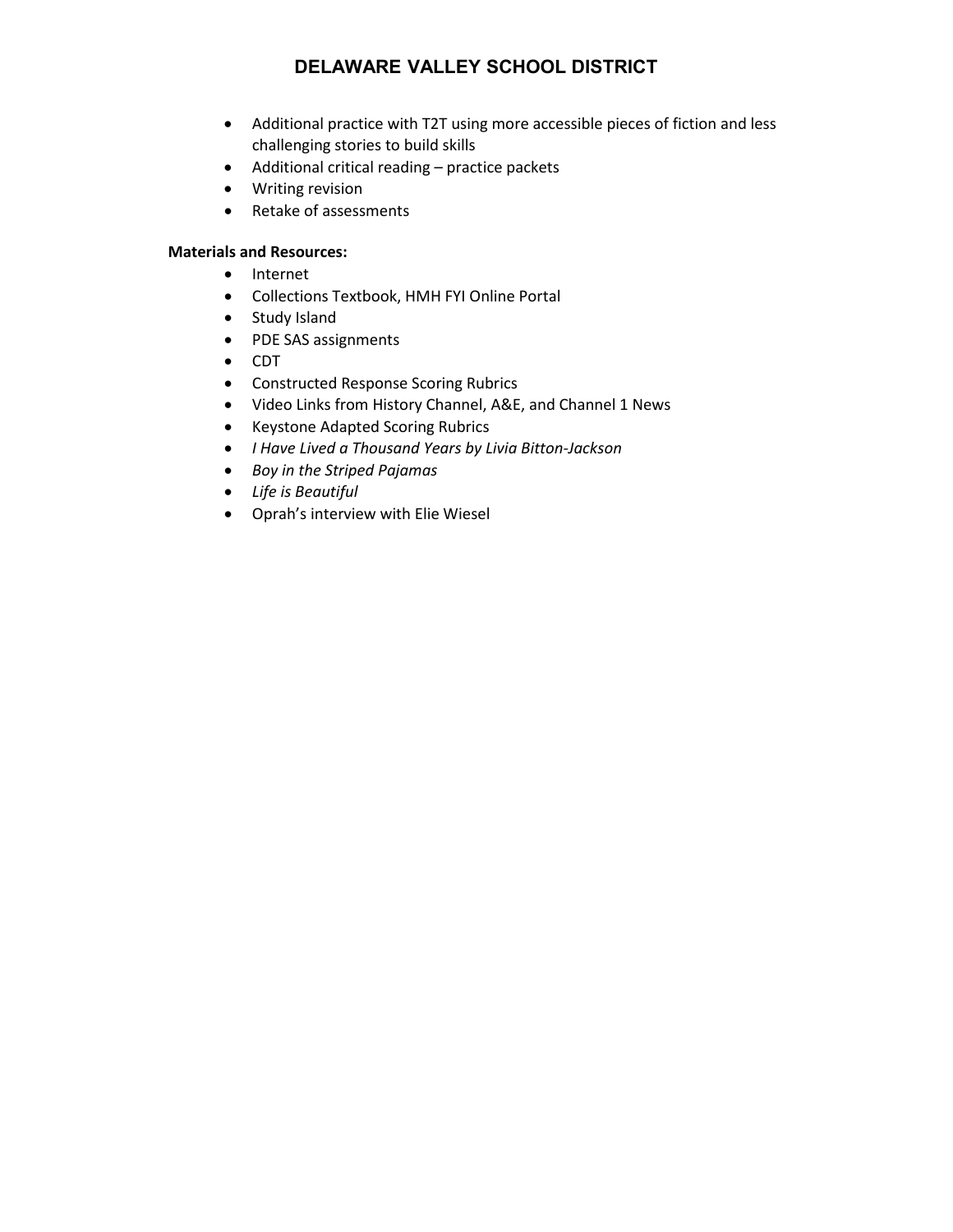- Additional practice with T2T using more accessible pieces of fiction and less challenging stories to build skills
- Additional critical reading – practice packets
- Writing revision
- Retake of assessments

**Materials and Resources:**

- Internet
- Collections Textbook, HMH FYI Online Portal
- Study Island
- PDE SAS assignments
- CDT
- Constructed Response Scoring Rubrics
- Video Links from History Channel, A&E, and Channel 1 News
- Keystone Adapted Scoring Rubrics
- *I Have Lived a Thousand Years by Livia Bitton-Jackson*
- *Boy in the Striped Pajamas*
- *Life is Beautiful*
- Oprah's interview with Elie Wiesel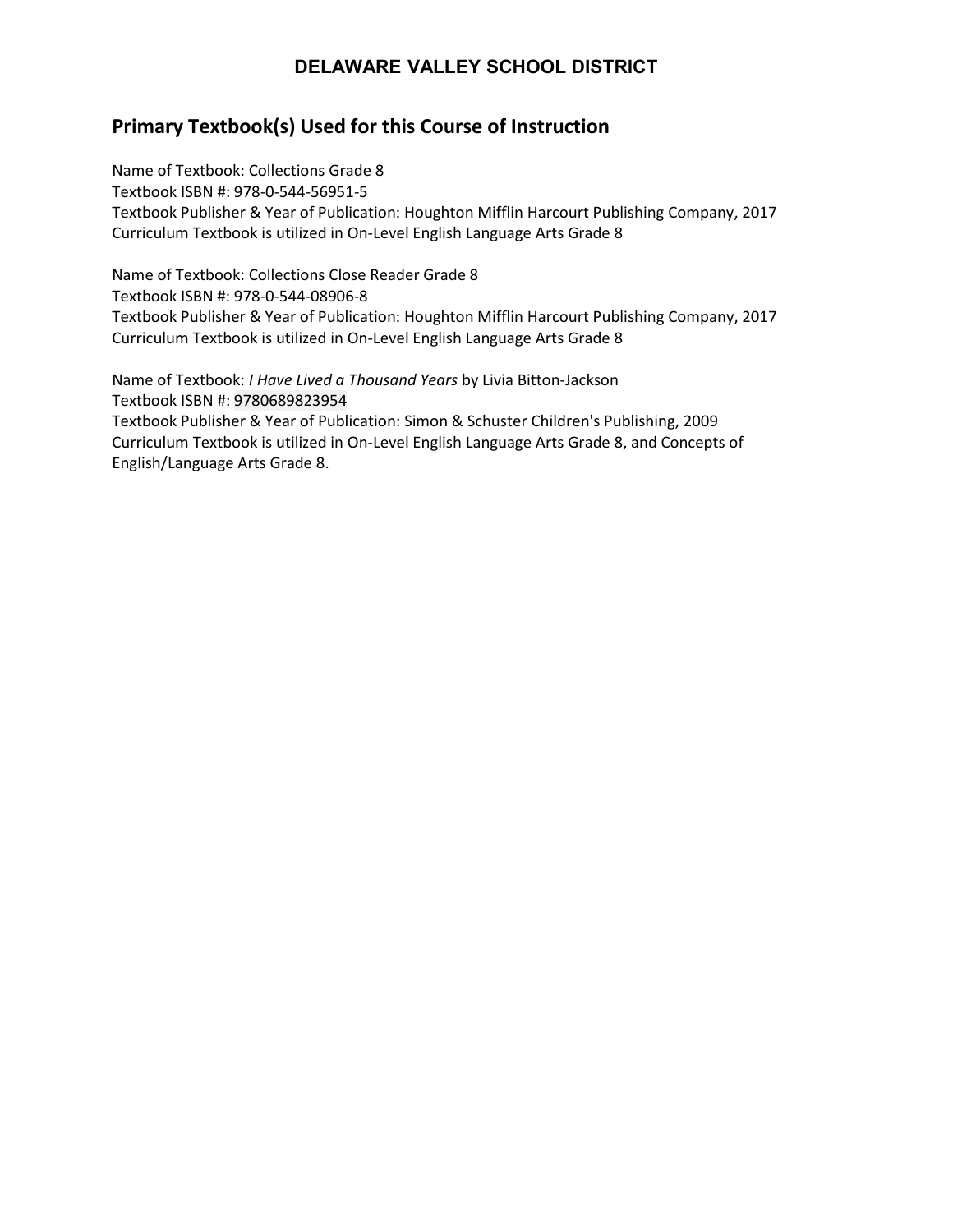# DELAWARE VALLEY SCHOOL DISTRICT

## Primary Textbook(s) Used for this Course of Instruction

Name of Textbook: Collections Grade 8
Textbook ISBN #: 978-0-544-56951-5
Textbook Publisher & Year of Publication: Houghton Mifflin Harcourt Publishing Company, 2017
Curriculum Textbook is utilized in On-Level English Language Arts Grade 8

Name of Textbook: Collections Close Reader Grade 8
Textbook ISBN #: 978-0-544-08906-8
Textbook Publisher & Year of Publication: Houghton Mifflin Harcourt Publishing Company, 2017
Curriculum Textbook is utilized in On-Level English Language Arts Grade 8

Name of Textbook: *I Have Lived a Thousand Years* by Livia Bitton-Jackson
Textbook ISBN #: 9780689823954
Textbook Publisher & Year of Publication: Simon & Schuster Children's Publishing, 2009
Curriculum Textbook is utilized in On-Level English Language Arts Grade 8, and Concepts of English/Language Arts Grade 8.